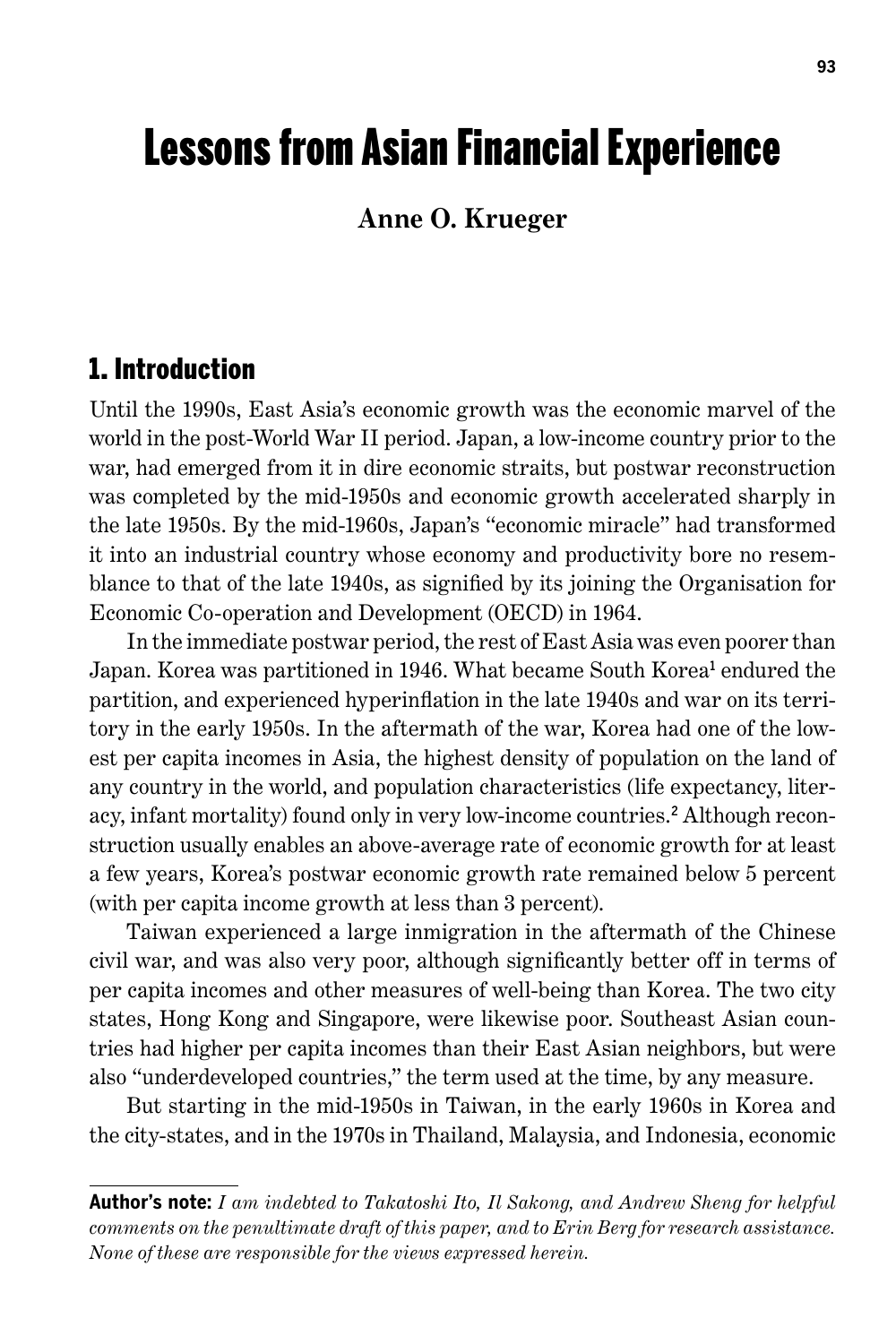# Lessons from Asian Financial Experience

**Anne O. Krueger**

## 1. Introduction

Until the 1990s, East Asia's economic growth was the economic marvel of the world in the post-World War II period. Japan, a low-income country prior to the war, had emerged from it in dire economic straits, but postwar reconstruction was completed by the mid-1950s and economic growth accelerated sharply in the late 1950s. By the mid-1960s, Japan's "economic miracle" had transformed it into an industrial country whose economy and productivity bore no resemblance to that of the late 1940s, as signified by its joining the Organisation for Economic Co-operation and Development (OECD) in 1964.

In the immediate postwar period, the rest of East Asia was even poorer than Japan. Korea was partitioned in 1946. What became South Korea[1] endured the partition, and experienced hyperinflation in the late 1940s and war on its territory in the early 1950s. In the aftermath of the war, Korea had one of the lowest per capita incomes in Asia, the highest density of population on the land of any country in the world, and population characteristics (life expectancy, literacy, infant mortality) found only in very low-income countries.[2] Although reconstruction usually enables an above-average rate of economic growth for at least a few years, Korea's postwar economic growth rate remained below 5 percent (with per capita income growth at less than 3 percent).

Taiwan experienced a large inmigration in the aftermath of the Chinese civil war, and was also very poor, although significantly better off in terms of per capita incomes and other measures of well-being than Korea. The two city states, Hong Kong and Singapore, were likewise poor. Southeast Asian countries had higher per capita incomes than their East Asian neighbors, but were also "underdeveloped countries," the term used at the time, by any measure.

But starting in the mid-1950s in Taiwan, in the early 1960s in Korea and the city-states, and in the 1970s in Thailand, Malaysia, and Indonesia, economic

---

**Author's note:** *I am indebted to Takatoshi Ito, Il Sakong, and Andrew Sheng for helpful comments on the penultimate draft of this paper, and to Erin Berg for research assistance. None of these are responsible for the views expressed herein.*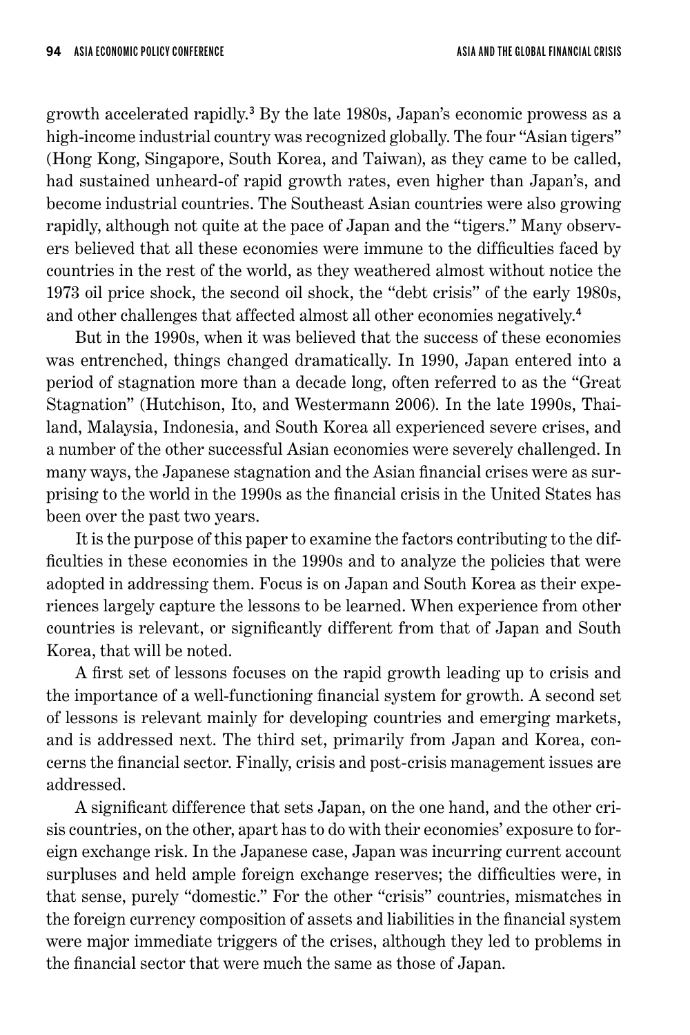growth accelerated rapidly.[3] By the late 1980s, Japan's economic prowess as a high-income industrial country was recognized globally. The four "Asian tigers" (Hong Kong, Singapore, South Korea, and Taiwan), as they came to be called, had sustained unheard-of rapid growth rates, even higher than Japan's, and become industrial countries. The Southeast Asian countries were also growing rapidly, although not quite at the pace of Japan and the "tigers." Many observers believed that all these economies were immune to the difficulties faced by countries in the rest of the world, as they weathered almost without notice the 1973 oil price shock, the second oil shock, the "debt crisis" of the early 1980s, and other challenges that affected almost all other economies negatively.[4]

But in the 1990s, when it was believed that the success of these economies was entrenched, things changed dramatically. In 1990, Japan entered into a period of stagnation more than a decade long, often referred to as the "Great Stagnation" (Hutchison, Ito, and Westermann 2006). In the late 1990s, Thailand, Malaysia, Indonesia, and South Korea all experienced severe crises, and a number of the other successful Asian economies were severely challenged. In many ways, the Japanese stagnation and the Asian financial crises were as surprising to the world in the 1990s as the financial crisis in the United States has been over the past two years.

It is the purpose of this paper to examine the factors contributing to the difficulties in these economies in the 1990s and to analyze the policies that were adopted in addressing them. Focus is on Japan and South Korea as their experiences largely capture the lessons to be learned. When experience from other countries is relevant, or significantly different from that of Japan and South Korea, that will be noted.

A first set of lessons focuses on the rapid growth leading up to crisis and the importance of a well-functioning financial system for growth. A second set of lessons is relevant mainly for developing countries and emerging markets, and is addressed next. The third set, primarily from Japan and Korea, concerns the financial sector. Finally, crisis and post-crisis management issues are addressed.

A significant difference that sets Japan, on the one hand, and the other crisis countries, on the other, apart has to do with their economies' exposure to foreign exchange risk. In the Japanese case, Japan was incurring current account surpluses and held ample foreign exchange reserves; the difficulties were, in that sense, purely "domestic." For the other "crisis" countries, mismatches in the foreign currency composition of assets and liabilities in the financial system were major immediate triggers of the crises, although they led to problems in the financial sector that were much the same as those of Japan.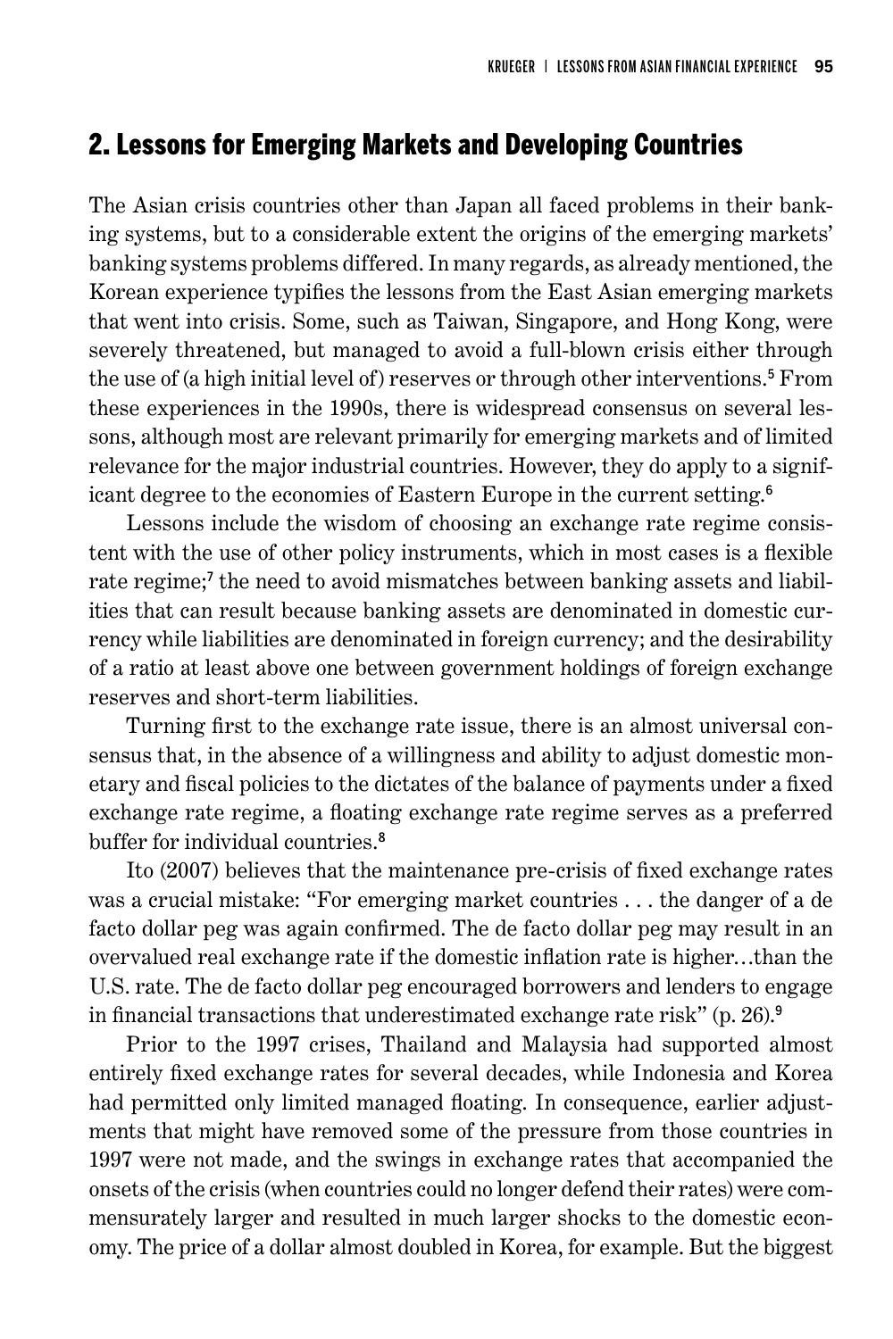## 2. Lessons for Emerging Markets and Developing Countries

The Asian crisis countries other than Japan all faced problems in their banking systems, but to a considerable extent the origins of the emerging markets' banking systems problems differed. In many regards, as already mentioned, the Korean experience typifies the lessons from the East Asian emerging markets that went into crisis. Some, such as Taiwan, Singapore, and Hong Kong, were severely threatened, but managed to avoid a full-blown crisis either through the use of (a high initial level of) reserves or through other interventions.[5] From these experiences in the 1990s, there is widespread consensus on several lessons, although most are relevant primarily for emerging markets and of limited relevance for the major industrial countries. However, they do apply to a significant degree to the economies of Eastern Europe in the current setting.[6]

Lessons include the wisdom of choosing an exchange rate regime consistent with the use of other policy instruments, which in most cases is a flexible rate regime;[7] the need to avoid mismatches between banking assets and liabilities that can result because banking assets are denominated in domestic currency while liabilities are denominated in foreign currency; and the desirability of a ratio at least above one between government holdings of foreign exchange reserves and short-term liabilities.

Turning first to the exchange rate issue, there is an almost universal consensus that, in the absence of a willingness and ability to adjust domestic monetary and fiscal policies to the dictates of the balance of payments under a fixed exchange rate regime, a floating exchange rate regime serves as a preferred buffer for individual countries.[8]

Ito (2007) believes that the maintenance pre-crisis of fixed exchange rates was a crucial mistake: "For emerging market countries . . . the danger of a de facto dollar peg was again confirmed. The de facto dollar peg may result in an overvalued real exchange rate if the domestic inflation rate is higher…than the U.S. rate. The de facto dollar peg encouraged borrowers and lenders to engage in financial transactions that underestimated exchange rate risk" (p. 26).[9]

Prior to the 1997 crises, Thailand and Malaysia had supported almost entirely fixed exchange rates for several decades, while Indonesia and Korea had permitted only limited managed floating. In consequence, earlier adjustments that might have removed some of the pressure from those countries in 1997 were not made, and the swings in exchange rates that accompanied the onsets of the crisis (when countries could no longer defend their rates) were commensurately larger and resulted in much larger shocks to the domestic economy. The price of a dollar almost doubled in Korea, for example. But the biggest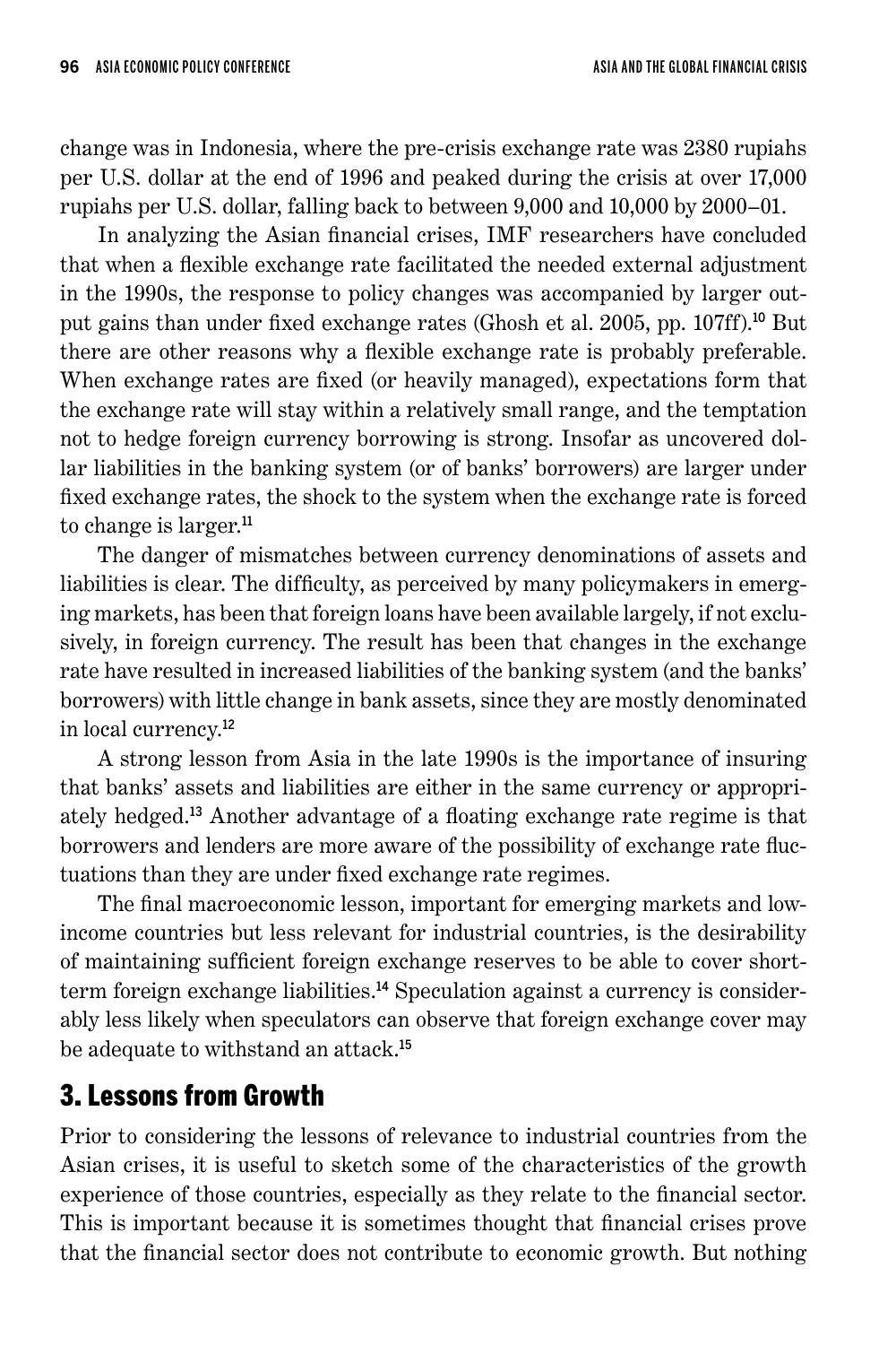change was in Indonesia, where the pre-crisis exchange rate was 2380 rupiahs per U.S. dollar at the end of 1996 and peaked during the crisis at over 17,000 rupiahs per U.S. dollar, falling back to between 9,000 and 10,000 by 2000–01.

In analyzing the Asian financial crises, IMF researchers have concluded that when a flexible exchange rate facilitated the needed external adjustment in the 1990s, the response to policy changes was accompanied by larger output gains than under fixed exchange rates (Ghosh et al. 2005, pp. 107ff).[10] But there are other reasons why a flexible exchange rate is probably preferable. When exchange rates are fixed (or heavily managed), expectations form that the exchange rate will stay within a relatively small range, and the temptation not to hedge foreign currency borrowing is strong. Insofar as uncovered dollar liabilities in the banking system (or of banks' borrowers) are larger under fixed exchange rates, the shock to the system when the exchange rate is forced to change is larger.[11]

The danger of mismatches between currency denominations of assets and liabilities is clear. The difficulty, as perceived by many policymakers in emerging markets, has been that foreign loans have been available largely, if not exclusively, in foreign currency. The result has been that changes in the exchange rate have resulted in increased liabilities of the banking system (and the banks' borrowers) with little change in bank assets, since they are mostly denominated in local currency.[12]

A strong lesson from Asia in the late 1990s is the importance of insuring that banks' assets and liabilities are either in the same currency or appropriately hedged.[13] Another advantage of a floating exchange rate regime is that borrowers and lenders are more aware of the possibility of exchange rate fluctuations than they are under fixed exchange rate regimes.

The final macroeconomic lesson, important for emerging markets and low-income countries but less relevant for industrial countries, is the desirability of maintaining sufficient foreign exchange reserves to be able to cover short-term foreign exchange liabilities.[14] Speculation against a currency is considerably less likely when speculators can observe that foreign exchange cover may be adequate to withstand an attack.[15]

## 3. Lessons from Growth

Prior to considering the lessons of relevance to industrial countries from the Asian crises, it is useful to sketch some of the characteristics of the growth experience of those countries, especially as they relate to the financial sector. This is important because it is sometimes thought that financial crises prove that the financial sector does not contribute to economic growth. But nothing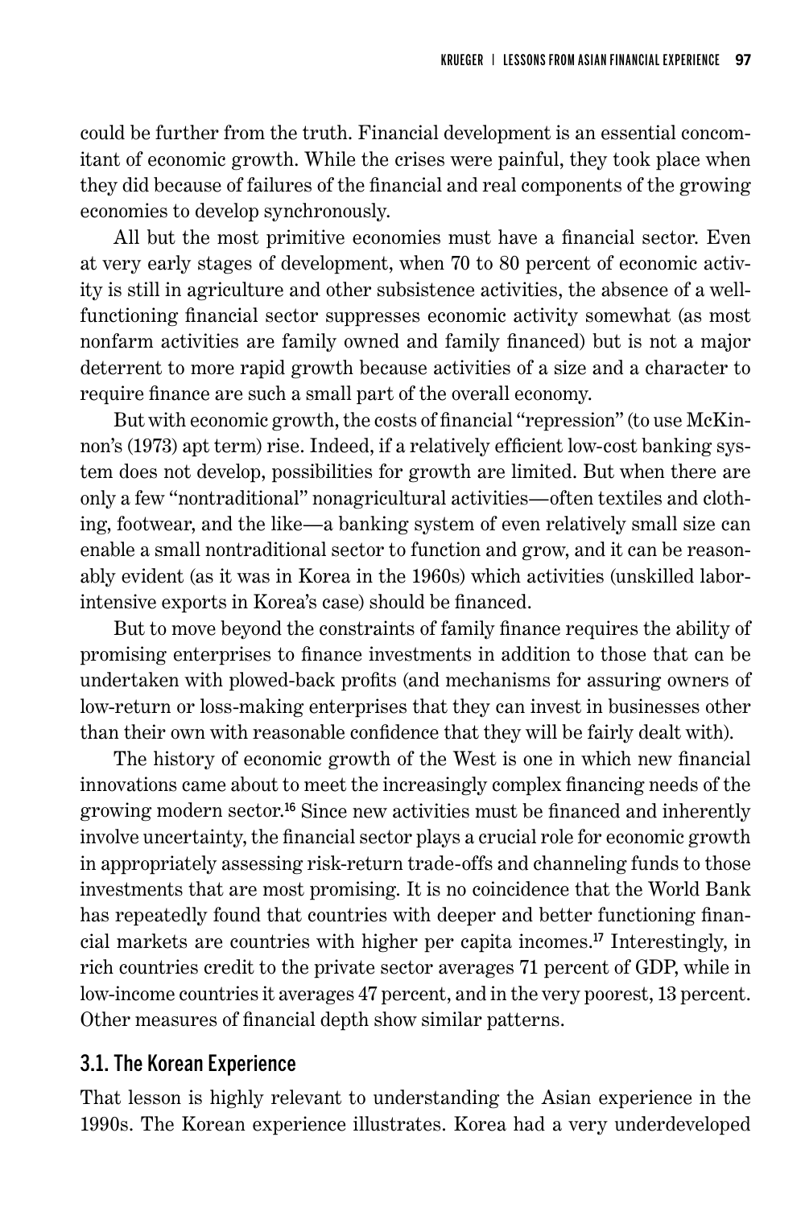could be further from the truth. Financial development is an essential concomitant of economic growth. While the crises were painful, they took place when they did because of failures of the financial and real components of the growing economies to develop synchronously.

All but the most primitive economies must have a financial sector. Even at very early stages of development, when 70 to 80 percent of economic activity is still in agriculture and other subsistence activities, the absence of a well-functioning financial sector suppresses economic activity somewhat (as most nonfarm activities are family owned and family financed) but is not a major deterrent to more rapid growth because activities of a size and a character to require finance are such a small part of the overall economy.

But with economic growth, the costs of financial "repression" (to use McKinnon's (1973) apt term) rise. Indeed, if a relatively efficient low-cost banking system does not develop, possibilities for growth are limited. But when there are only a few "nontraditional" nonagricultural activities—often textiles and clothing, footwear, and the like—a banking system of even relatively small size can enable a small nontraditional sector to function and grow, and it can be reasonably evident (as it was in Korea in the 1960s) which activities (unskilled labor-intensive exports in Korea's case) should be financed.

But to move beyond the constraints of family finance requires the ability of promising enterprises to finance investments in addition to those that can be undertaken with plowed-back profits (and mechanisms for assuring owners of low-return or loss-making enterprises that they can invest in businesses other than their own with reasonable confidence that they will be fairly dealt with).

The history of economic growth of the West is one in which new financial innovations came about to meet the increasingly complex financing needs of the growing modern sector.[16] Since new activities must be financed and inherently involve uncertainty, the financial sector plays a crucial role for economic growth in appropriately assessing risk-return trade-offs and channeling funds to those investments that are most promising. It is no coincidence that the World Bank has repeatedly found that countries with deeper and better functioning financial markets are countries with higher per capita incomes.[17] Interestingly, in rich countries credit to the private sector averages 71 percent of GDP, while in low-income countries it averages 47 percent, and in the very poorest, 13 percent. Other measures of financial depth show similar patterns.

## 3.1. The Korean Experience

That lesson is highly relevant to understanding the Asian experience in the 1990s. The Korean experience illustrates. Korea had a very underdeveloped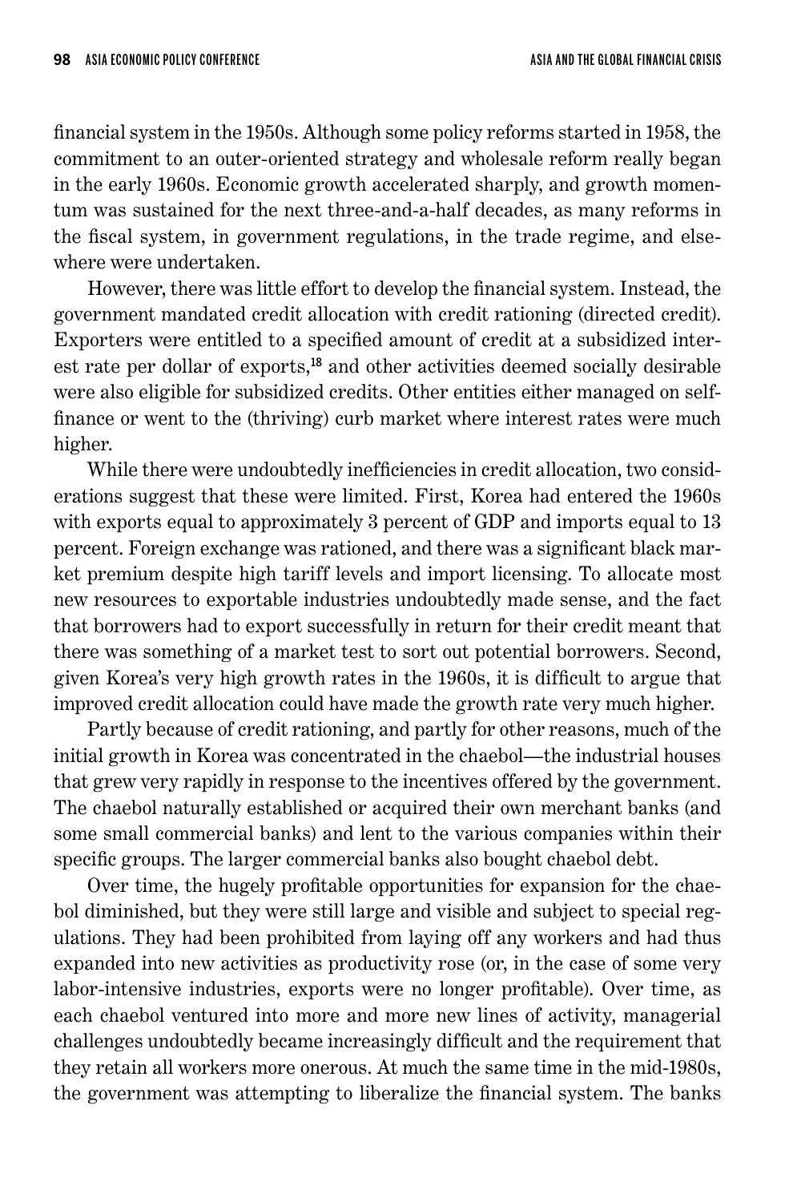financial system in the 1950s. Although some policy reforms started in 1958, the commitment to an outer-oriented strategy and wholesale reform really began in the early 1960s. Economic growth accelerated sharply, and growth momentum was sustained for the next three-and-a-half decades, as many reforms in the fiscal system, in government regulations, in the trade regime, and elsewhere were undertaken.

However, there was little effort to develop the financial system. Instead, the government mandated credit allocation with credit rationing (directed credit). Exporters were entitled to a specified amount of credit at a subsidized interest rate per dollar of exports,[18] and other activities deemed socially desirable were also eligible for subsidized credits. Other entities either managed on self-finance or went to the (thriving) curb market where interest rates were much higher.

While there were undoubtedly inefficiencies in credit allocation, two considerations suggest that these were limited. First, Korea had entered the 1960s with exports equal to approximately 3 percent of GDP and imports equal to 13 percent. Foreign exchange was rationed, and there was a significant black market premium despite high tariff levels and import licensing. To allocate most new resources to exportable industries undoubtedly made sense, and the fact that borrowers had to export successfully in return for their credit meant that there was something of a market test to sort out potential borrowers. Second, given Korea's very high growth rates in the 1960s, it is difficult to argue that improved credit allocation could have made the growth rate very much higher.

Partly because of credit rationing, and partly for other reasons, much of the initial growth in Korea was concentrated in the chaebol—the industrial houses that grew very rapidly in response to the incentives offered by the government. The chaebol naturally established or acquired their own merchant banks (and some small commercial banks) and lent to the various companies within their specific groups. The larger commercial banks also bought chaebol debt.

Over time, the hugely profitable opportunities for expansion for the chaebol diminished, but they were still large and visible and subject to special regulations. They had been prohibited from laying off any workers and had thus expanded into new activities as productivity rose (or, in the case of some very labor-intensive industries, exports were no longer profitable). Over time, as each chaebol ventured into more and more new lines of activity, managerial challenges undoubtedly became increasingly difficult and the requirement that they retain all workers more onerous. At much the same time in the mid-1980s, the government was attempting to liberalize the financial system. The banks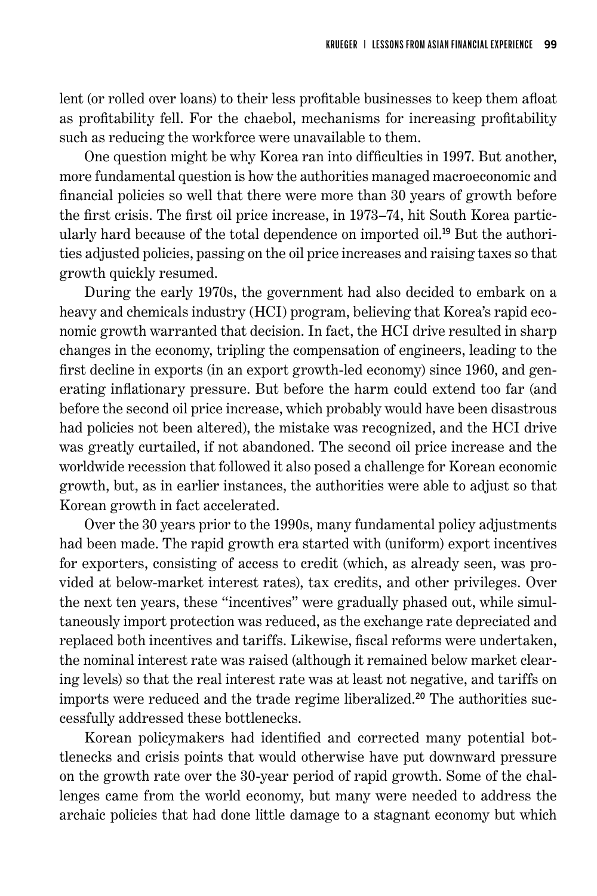lent (or rolled over loans) to their less profitable businesses to keep them afloat as profitability fell. For the chaebol, mechanisms for increasing profitability such as reducing the workforce were unavailable to them.

One question might be why Korea ran into difficulties in 1997. But another, more fundamental question is how the authorities managed macroeconomic and financial policies so well that there were more than 30 years of growth before the first crisis. The first oil price increase, in 1973–74, hit South Korea particularly hard because of the total dependence on imported oil.[19] But the authorities adjusted policies, passing on the oil price increases and raising taxes so that growth quickly resumed.

During the early 1970s, the government had also decided to embark on a heavy and chemicals industry (HCI) program, believing that Korea's rapid economic growth warranted that decision. In fact, the HCI drive resulted in sharp changes in the economy, tripling the compensation of engineers, leading to the first decline in exports (in an export growth-led economy) since 1960, and generating inflationary pressure. But before the harm could extend too far (and before the second oil price increase, which probably would have been disastrous had policies not been altered), the mistake was recognized, and the HCI drive was greatly curtailed, if not abandoned. The second oil price increase and the worldwide recession that followed it also posed a challenge for Korean economic growth, but, as in earlier instances, the authorities were able to adjust so that Korean growth in fact accelerated.

Over the 30 years prior to the 1990s, many fundamental policy adjustments had been made. The rapid growth era started with (uniform) export incentives for exporters, consisting of access to credit (which, as already seen, was provided at below-market interest rates), tax credits, and other privileges. Over the next ten years, these "incentives" were gradually phased out, while simultaneously import protection was reduced, as the exchange rate depreciated and replaced both incentives and tariffs. Likewise, fiscal reforms were undertaken, the nominal interest rate was raised (although it remained below market clearing levels) so that the real interest rate was at least not negative, and tariffs on imports were reduced and the trade regime liberalized.[20] The authorities successfully addressed these bottlenecks.

Korean policymakers had identified and corrected many potential bottlenecks and crisis points that would otherwise have put downward pressure on the growth rate over the 30-year period of rapid growth. Some of the challenges came from the world economy, but many were needed to address the archaic policies that had done little damage to a stagnant economy but which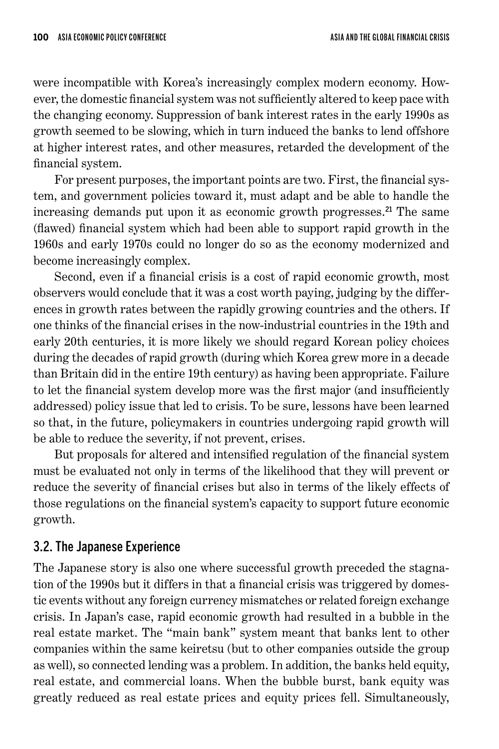were incompatible with Korea's increasingly complex modern economy. However, the domestic financial system was not sufficiently altered to keep pace with the changing economy. Suppression of bank interest rates in the early 1990s as growth seemed to be slowing, which in turn induced the banks to lend offshore at higher interest rates, and other measures, retarded the development of the financial system.

For present purposes, the important points are two. First, the financial system, and government policies toward it, must adapt and be able to handle the increasing demands put upon it as economic growth progresses.[21] The same (flawed) financial system which had been able to support rapid growth in the 1960s and early 1970s could no longer do so as the economy modernized and become increasingly complex.

Second, even if a financial crisis is a cost of rapid economic growth, most observers would conclude that it was a cost worth paying, judging by the differences in growth rates between the rapidly growing countries and the others. If one thinks of the financial crises in the now-industrial countries in the 19th and early 20th centuries, it is more likely we should regard Korean policy choices during the decades of rapid growth (during which Korea grew more in a decade than Britain did in the entire 19th century) as having been appropriate. Failure to let the financial system develop more was the first major (and insufficiently addressed) policy issue that led to crisis. To be sure, lessons have been learned so that, in the future, policymakers in countries undergoing rapid growth will be able to reduce the severity, if not prevent, crises.

But proposals for altered and intensified regulation of the financial system must be evaluated not only in terms of the likelihood that they will prevent or reduce the severity of financial crises but also in terms of the likely effects of those regulations on the financial system's capacity to support future economic growth.

## 3.2. The Japanese Experience

The Japanese story is also one where successful growth preceded the stagnation of the 1990s but it differs in that a financial crisis was triggered by domestic events without any foreign currency mismatches or related foreign exchange crisis. In Japan's case, rapid economic growth had resulted in a bubble in the real estate market. The "main bank" system meant that banks lent to other companies within the same keiretsu (but to other companies outside the group as well), so connected lending was a problem. In addition, the banks held equity, real estate, and commercial loans. When the bubble burst, bank equity was greatly reduced as real estate prices and equity prices fell. Simultaneously,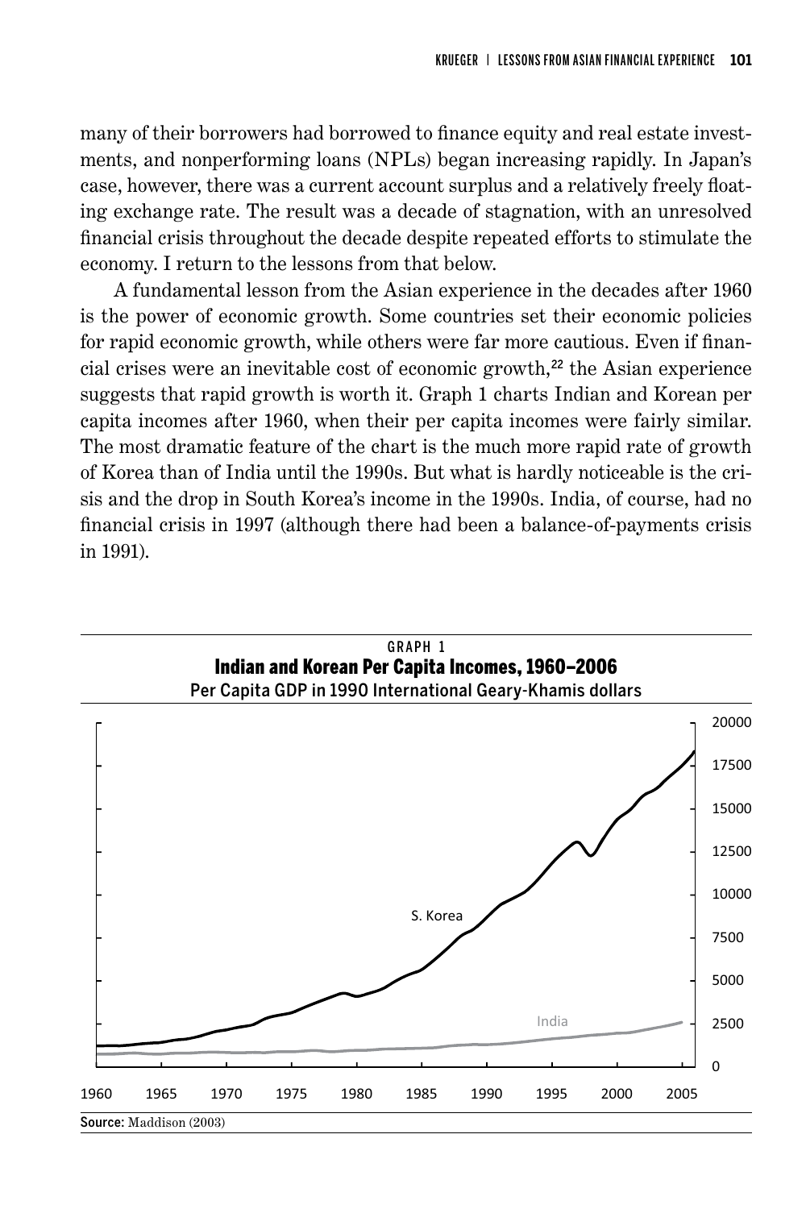many of their borrowers had borrowed to finance equity and real estate investments, and nonperforming loans (NPLs) began increasing rapidly. In Japan's case, however, there was a current account surplus and a relatively freely floating exchange rate. The result was a decade of stagnation, with an unresolved financial crisis throughout the decade despite repeated efforts to stimulate the economy. I return to the lessons from that below.

A fundamental lesson from the Asian experience in the decades after 1960 is the power of economic growth. Some countries set their economic policies for rapid economic growth, while others were far more cautious. Even if financial crises were an inevitable cost of economic growth,[22] the Asian experience suggests that rapid growth is worth it. Graph 1 charts Indian and Korean per capita incomes after 1960, when their per capita incomes were fairly similar. The most dramatic feature of the chart is the much more rapid rate of growth of Korea than of India until the 1990s. But what is hardly noticeable is the crisis and the drop in South Korea's income in the 1990s. India, of course, had no financial crisis in 1997 (although there had been a balance-of-payments crisis in 1991).

GRAPH 1

**Indian and Korean Per Capita Incomes, 1960–2006**

Per Capita GDP in 1990 International Geary-Khamis dollars

Source: Maddison (2003)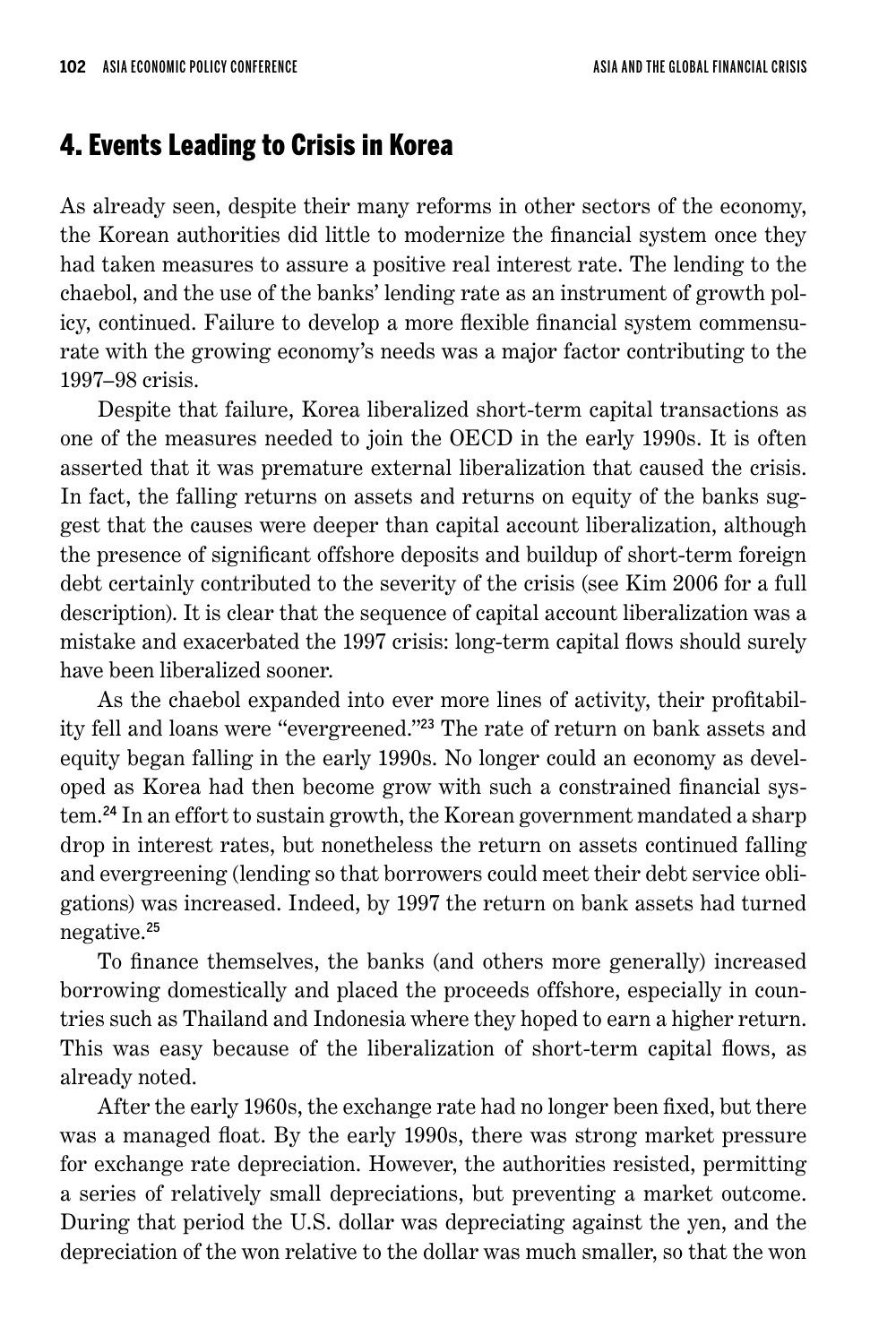## 4. Events Leading to Crisis in Korea

As already seen, despite their many reforms in other sectors of the economy, the Korean authorities did little to modernize the financial system once they had taken measures to assure a positive real interest rate. The lending to the chaebol, and the use of the banks' lending rate as an instrument of growth policy, continued. Failure to develop a more flexible financial system commensurate with the growing economy's needs was a major factor contributing to the 1997–98 crisis.

Despite that failure, Korea liberalized short-term capital transactions as one of the measures needed to join the OECD in the early 1990s. It is often asserted that it was premature external liberalization that caused the crisis. In fact, the falling returns on assets and returns on equity of the banks suggest that the causes were deeper than capital account liberalization, although the presence of significant offshore deposits and buildup of short-term foreign debt certainly contributed to the severity of the crisis (see Kim 2006 for a full description). It is clear that the sequence of capital account liberalization was a mistake and exacerbated the 1997 crisis: long-term capital flows should surely have been liberalized sooner.

As the chaebol expanded into ever more lines of activity, their profitability fell and loans were "evergreened."[23] The rate of return on bank assets and equity began falling in the early 1990s. No longer could an economy as developed as Korea had then become grow with such a constrained financial system.[24] In an effort to sustain growth, the Korean government mandated a sharp drop in interest rates, but nonetheless the return on assets continued falling and evergreening (lending so that borrowers could meet their debt service obligations) was increased. Indeed, by 1997 the return on bank assets had turned negative.[25]

To finance themselves, the banks (and others more generally) increased borrowing domestically and placed the proceeds offshore, especially in countries such as Thailand and Indonesia where they hoped to earn a higher return. This was easy because of the liberalization of short-term capital flows, as already noted.

After the early 1960s, the exchange rate had no longer been fixed, but there was a managed float. By the early 1990s, there was strong market pressure for exchange rate depreciation. However, the authorities resisted, permitting a series of relatively small depreciations, but preventing a market outcome. During that period the U.S. dollar was depreciating against the yen, and the depreciation of the won relative to the dollar was much smaller, so that the won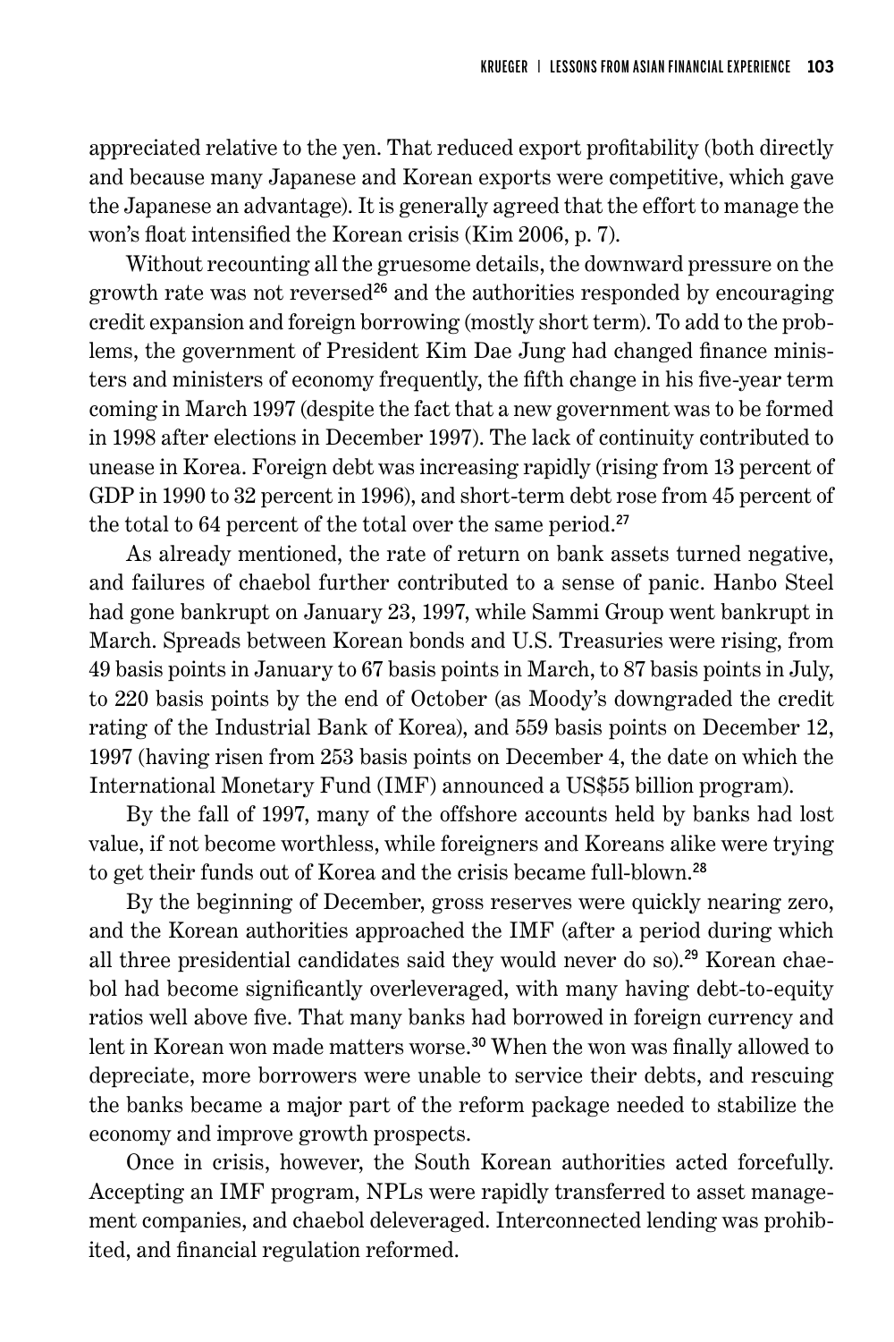appreciated relative to the yen. That reduced export profitability (both directly and because many Japanese and Korean exports were competitive, which gave the Japanese an advantage). It is generally agreed that the effort to manage the won's float intensified the Korean crisis (Kim 2006, p. 7).

Without recounting all the gruesome details, the downward pressure on the growth rate was not reversed[26] and the authorities responded by encouraging credit expansion and foreign borrowing (mostly short term). To add to the problems, the government of President Kim Dae Jung had changed finance ministers and ministers of economy frequently, the fifth change in his five-year term coming in March 1997 (despite the fact that a new government was to be formed in 1998 after elections in December 1997). The lack of continuity contributed to unease in Korea. Foreign debt was increasing rapidly (rising from 13 percent of GDP in 1990 to 32 percent in 1996), and short-term debt rose from 45 percent of the total to 64 percent of the total over the same period.[27]

As already mentioned, the rate of return on bank assets turned negative, and failures of chaebol further contributed to a sense of panic. Hanbo Steel had gone bankrupt on January 23, 1997, while Sammi Group went bankrupt in March. Spreads between Korean bonds and U.S. Treasuries were rising, from 49 basis points in January to 67 basis points in March, to 87 basis points in July, to 220 basis points by the end of October (as Moody's downgraded the credit rating of the Industrial Bank of Korea), and 559 basis points on December 12, 1997 (having risen from 253 basis points on December 4, the date on which the International Monetary Fund (IMF) announced a US$55 billion program).

By the fall of 1997, many of the offshore accounts held by banks had lost value, if not become worthless, while foreigners and Koreans alike were trying to get their funds out of Korea and the crisis became full-blown.[28]

By the beginning of December, gross reserves were quickly nearing zero, and the Korean authorities approached the IMF (after a period during which all three presidential candidates said they would never do so).[29] Korean chaebol had become significantly overleveraged, with many having debt-to-equity ratios well above five. That many banks had borrowed in foreign currency and lent in Korean won made matters worse.[30] When the won was finally allowed to depreciate, more borrowers were unable to service their debts, and rescuing the banks became a major part of the reform package needed to stabilize the economy and improve growth prospects.

Once in crisis, however, the South Korean authorities acted forcefully. Accepting an IMF program, NPLs were rapidly transferred to asset management companies, and chaebol deleveraged. Interconnected lending was prohibited, and financial regulation reformed.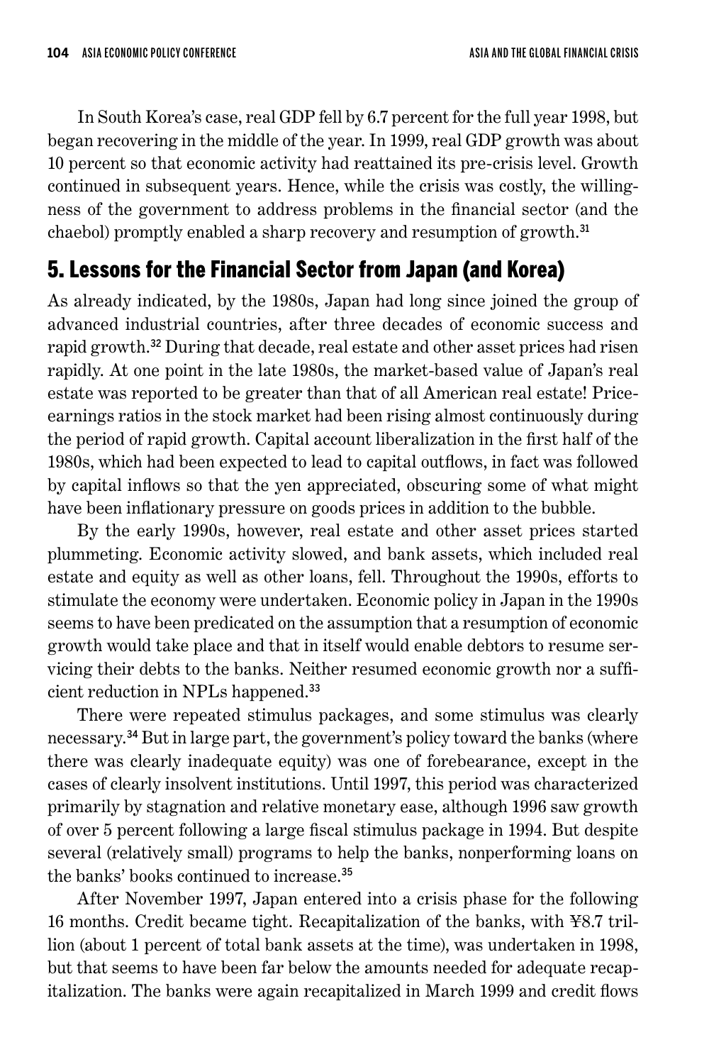In South Korea's case, real GDP fell by 6.7 percent for the full year 1998, but began recovering in the middle of the year. In 1999, real GDP growth was about 10 percent so that economic activity had reattained its pre-crisis level. Growth continued in subsequent years. Hence, while the crisis was costly, the willingness of the government to address problems in the financial sector (and the chaebol) promptly enabled a sharp recovery and resumption of growth.[31]

## 5. Lessons for the Financial Sector from Japan (and Korea)

As already indicated, by the 1980s, Japan had long since joined the group of advanced industrial countries, after three decades of economic success and rapid growth.[32] During that decade, real estate and other asset prices had risen rapidly. At one point in the late 1980s, the market-based value of Japan's real estate was reported to be greater than that of all American real estate! Price-earnings ratios in the stock market had been rising almost continuously during the period of rapid growth. Capital account liberalization in the first half of the 1980s, which had been expected to lead to capital outflows, in fact was followed by capital inflows so that the yen appreciated, obscuring some of what might have been inflationary pressure on goods prices in addition to the bubble.

By the early 1990s, however, real estate and other asset prices started plummeting. Economic activity slowed, and bank assets, which included real estate and equity as well as other loans, fell. Throughout the 1990s, efforts to stimulate the economy were undertaken. Economic policy in Japan in the 1990s seems to have been predicated on the assumption that a resumption of economic growth would take place and that in itself would enable debtors to resume servicing their debts to the banks. Neither resumed economic growth nor a sufficient reduction in NPLs happened.[33]

There were repeated stimulus packages, and some stimulus was clearly necessary.[34] But in large part, the government's policy toward the banks (where there was clearly inadequate equity) was one of forebearance, except in the cases of clearly insolvent institutions. Until 1997, this period was characterized primarily by stagnation and relative monetary ease, although 1996 saw growth of over 5 percent following a large fiscal stimulus package in 1994. But despite several (relatively small) programs to help the banks, nonperforming loans on the banks' books continued to increase.[35]

After November 1997, Japan entered into a crisis phase for the following 16 months. Credit became tight. Recapitalization of the banks, with ¥8.7 trillion (about 1 percent of total bank assets at the time), was undertaken in 1998, but that seems to have been far below the amounts needed for adequate recapitalization. The banks were again recapitalized in March 1999 and credit flows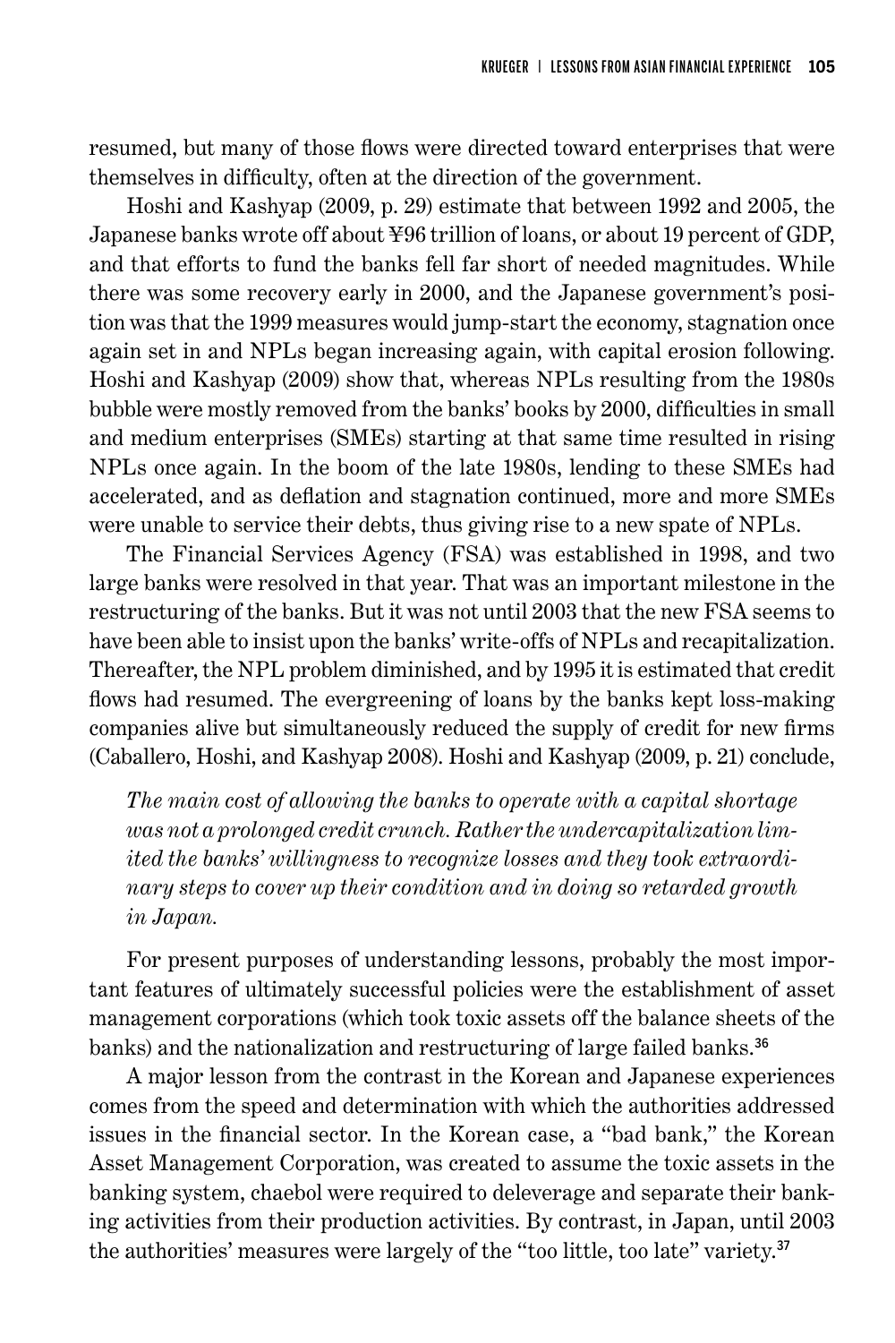resumed, but many of those flows were directed toward enterprises that were themselves in difficulty, often at the direction of the government.

Hoshi and Kashyap (2009, p. 29) estimate that between 1992 and 2005, the Japanese banks wrote off about ¥96 trillion of loans, or about 19 percent of GDP, and that efforts to fund the banks fell far short of needed magnitudes. While there was some recovery early in 2000, and the Japanese government's position was that the 1999 measures would jump-start the economy, stagnation once again set in and NPLs began increasing again, with capital erosion following. Hoshi and Kashyap (2009) show that, whereas NPLs resulting from the 1980s bubble were mostly removed from the banks' books by 2000, difficulties in small and medium enterprises (SMEs) starting at that same time resulted in rising NPLs once again. In the boom of the late 1980s, lending to these SMEs had accelerated, and as deflation and stagnation continued, more and more SMEs were unable to service their debts, thus giving rise to a new spate of NPLs.

The Financial Services Agency (FSA) was established in 1998, and two large banks were resolved in that year. That was an important milestone in the restructuring of the banks. But it was not until 2003 that the new FSA seems to have been able to insist upon the banks' write-offs of NPLs and recapitalization. Thereafter, the NPL problem diminished, and by 1995 it is estimated that credit flows had resumed. The evergreening of loans by the banks kept loss-making companies alive but simultaneously reduced the supply of credit for new firms (Caballero, Hoshi, and Kashyap 2008). Hoshi and Kashyap (2009, p. 21) conclude,

> *The main cost of allowing the banks to operate with a capital shortage was not a prolonged credit crunch. Rather the undercapitalization limited the banks' willingness to recognize losses and they took extraordinary steps to cover up their condition and in doing so retarded growth in Japan.*

For present purposes of understanding lessons, probably the most important features of ultimately successful policies were the establishment of asset management corporations (which took toxic assets off the balance sheets of the banks) and the nationalization and restructuring of large failed banks.[36]

A major lesson from the contrast in the Korean and Japanese experiences comes from the speed and determination with which the authorities addressed issues in the financial sector. In the Korean case, a "bad bank," the Korean Asset Management Corporation, was created to assume the toxic assets in the banking system, chaebol were required to deleverage and separate their banking activities from their production activities. By contrast, in Japan, until 2003 the authorities' measures were largely of the "too little, too late" variety.[37]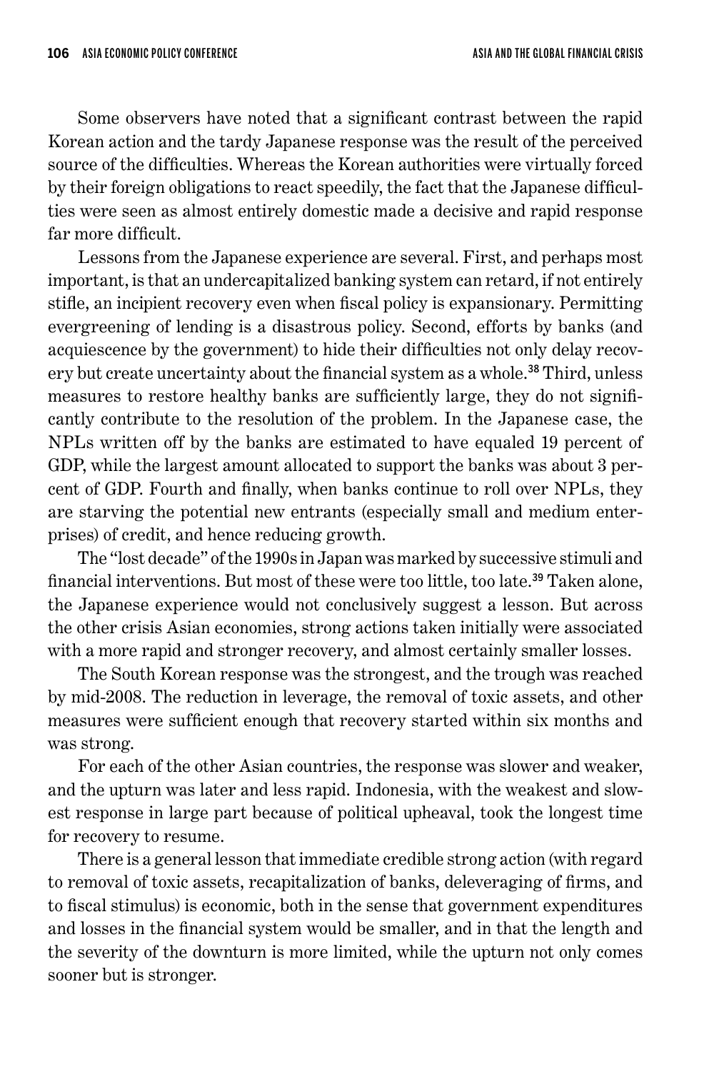Some observers have noted that a significant contrast between the rapid Korean action and the tardy Japanese response was the result of the perceived source of the difficulties. Whereas the Korean authorities were virtually forced by their foreign obligations to react speedily, the fact that the Japanese difficulties were seen as almost entirely domestic made a decisive and rapid response far more difficult.

Lessons from the Japanese experience are several. First, and perhaps most important, is that an undercapitalized banking system can retard, if not entirely stifle, an incipient recovery even when fiscal policy is expansionary. Permitting evergreening of lending is a disastrous policy. Second, efforts by banks (and acquiescence by the government) to hide their difficulties not only delay recovery but create uncertainty about the financial system as a whole.[38] Third, unless measures to restore healthy banks are sufficiently large, they do not significantly contribute to the resolution of the problem. In the Japanese case, the NPLs written off by the banks are estimated to have equaled 19 percent of GDP, while the largest amount allocated to support the banks was about 3 percent of GDP. Fourth and finally, when banks continue to roll over NPLs, they are starving the potential new entrants (especially small and medium enterprises) of credit, and hence reducing growth.

The "lost decade" of the 1990s in Japan was marked by successive stimuli and financial interventions. But most of these were too little, too late.[39] Taken alone, the Japanese experience would not conclusively suggest a lesson. But across the other crisis Asian economies, strong actions taken initially were associated with a more rapid and stronger recovery, and almost certainly smaller losses.

The South Korean response was the strongest, and the trough was reached by mid-2008. The reduction in leverage, the removal of toxic assets, and other measures were sufficient enough that recovery started within six months and was strong.

For each of the other Asian countries, the response was slower and weaker, and the upturn was later and less rapid. Indonesia, with the weakest and slowest response in large part because of political upheaval, took the longest time for recovery to resume.

There is a general lesson that immediate credible strong action (with regard to removal of toxic assets, recapitalization of banks, deleveraging of firms, and to fiscal stimulus) is economic, both in the sense that government expenditures and losses in the financial system would be smaller, and in that the length and the severity of the downturn is more limited, while the upturn not only comes sooner but is stronger.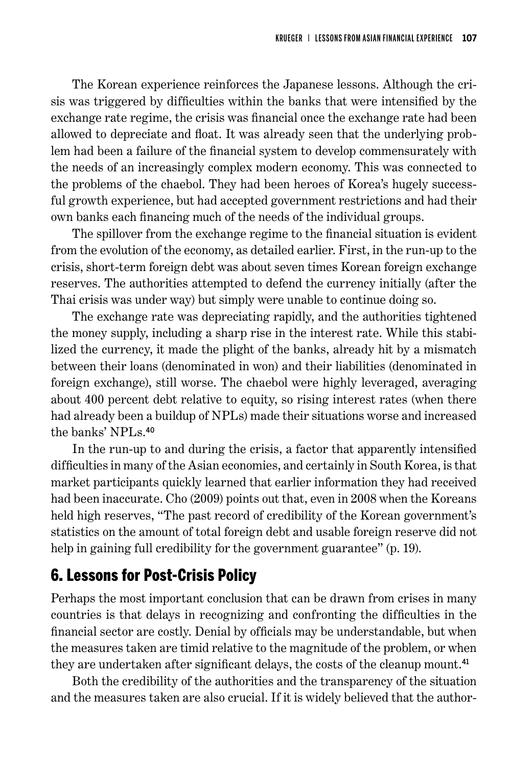The Korean experience reinforces the Japanese lessons. Although the crisis was triggered by difficulties within the banks that were intensified by the exchange rate regime, the crisis was financial once the exchange rate had been allowed to depreciate and float. It was already seen that the underlying problem had been a failure of the financial system to develop commensurately with the needs of an increasingly complex modern economy. This was connected to the problems of the chaebol. They had been heroes of Korea's hugely successful growth experience, but had accepted government restrictions and had their own banks each financing much of the needs of the individual groups.

The spillover from the exchange regime to the financial situation is evident from the evolution of the economy, as detailed earlier. First, in the run-up to the crisis, short-term foreign debt was about seven times Korean foreign exchange reserves. The authorities attempted to defend the currency initially (after the Thai crisis was under way) but simply were unable to continue doing so.

The exchange rate was depreciating rapidly, and the authorities tightened the money supply, including a sharp rise in the interest rate. While this stabilized the currency, it made the plight of the banks, already hit by a mismatch between their loans (denominated in won) and their liabilities (denominated in foreign exchange), still worse. The chaebol were highly leveraged, averaging about 400 percent debt relative to equity, so rising interest rates (when there had already been a buildup of NPLs) made their situations worse and increased the banks' NPLs.[40]

In the run-up to and during the crisis, a factor that apparently intensified difficulties in many of the Asian economies, and certainly in South Korea, is that market participants quickly learned that earlier information they had received had been inaccurate. Cho (2009) points out that, even in 2008 when the Koreans held high reserves, "The past record of credibility of the Korean government's statistics on the amount of total foreign debt and usable foreign reserve did not help in gaining full credibility for the government guarantee" (p. 19).

## 6. Lessons for Post-Crisis Policy

Perhaps the most important conclusion that can be drawn from crises in many countries is that delays in recognizing and confronting the difficulties in the financial sector are costly. Denial by officials may be understandable, but when the measures taken are timid relative to the magnitude of the problem, or when they are undertaken after significant delays, the costs of the cleanup mount.[41]

Both the credibility of the authorities and the transparency of the situation and the measures taken are also crucial. If it is widely believed that the author-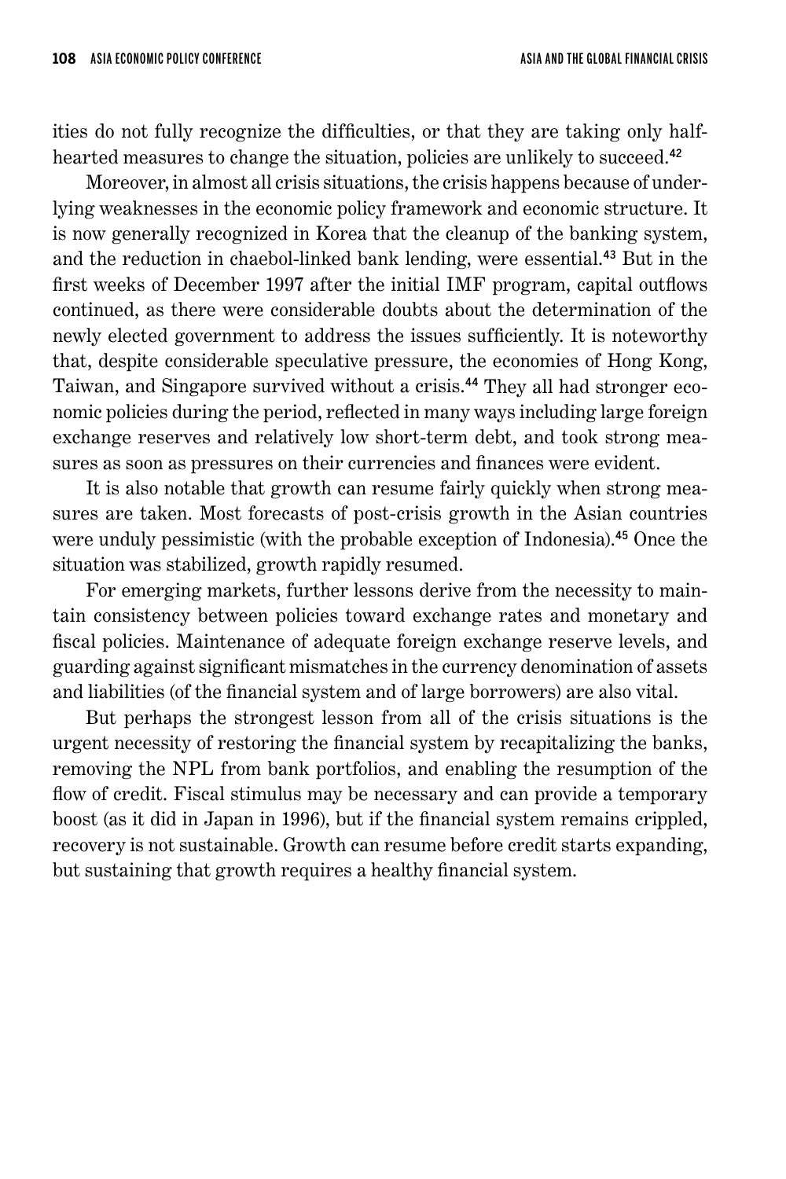ities do not fully recognize the difficulties, or that they are taking only half-hearted measures to change the situation, policies are unlikely to succeed.[42]

Moreover, in almost all crisis situations, the crisis happens because of underlying weaknesses in the economic policy framework and economic structure. It is now generally recognized in Korea that the cleanup of the banking system, and the reduction in chaebol-linked bank lending, were essential.[43] But in the first weeks of December 1997 after the initial IMF program, capital outflows continued, as there were considerable doubts about the determination of the newly elected government to address the issues sufficiently. It is noteworthy that, despite considerable speculative pressure, the economies of Hong Kong, Taiwan, and Singapore survived without a crisis.[44] They all had stronger economic policies during the period, reflected in many ways including large foreign exchange reserves and relatively low short-term debt, and took strong measures as soon as pressures on their currencies and finances were evident.

It is also notable that growth can resume fairly quickly when strong measures are taken. Most forecasts of post-crisis growth in the Asian countries were unduly pessimistic (with the probable exception of Indonesia).[45] Once the situation was stabilized, growth rapidly resumed.

For emerging markets, further lessons derive from the necessity to maintain consistency between policies toward exchange rates and monetary and fiscal policies. Maintenance of adequate foreign exchange reserve levels, and guarding against significant mismatches in the currency denomination of assets and liabilities (of the financial system and of large borrowers) are also vital.

But perhaps the strongest lesson from all of the crisis situations is the urgent necessity of restoring the financial system by recapitalizing the banks, removing the NPL from bank portfolios, and enabling the resumption of the flow of credit. Fiscal stimulus may be necessary and can provide a temporary boost (as it did in Japan in 1996), but if the financial system remains crippled, recovery is not sustainable. Growth can resume before credit starts expanding, but sustaining that growth requires a healthy financial system.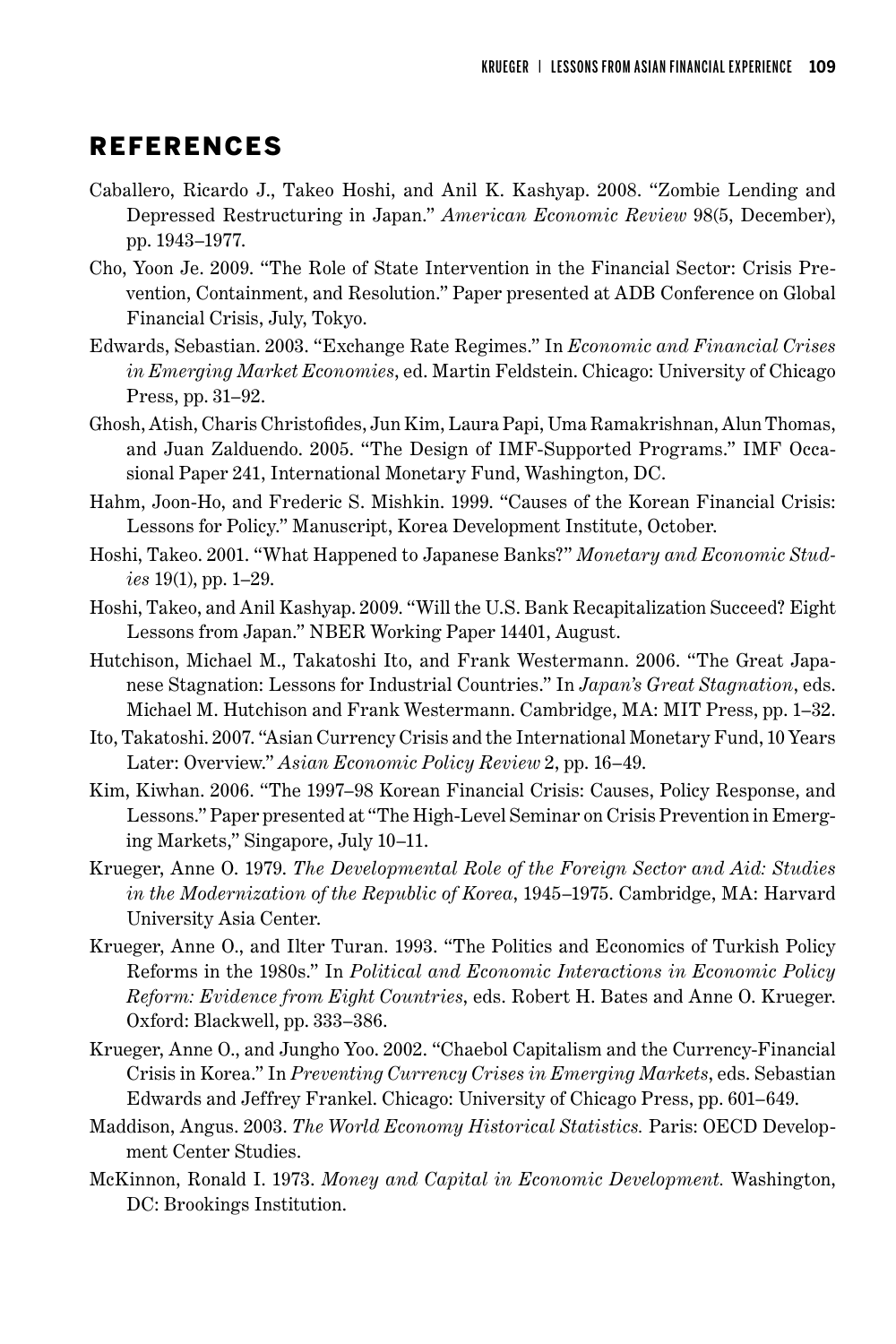## REFERENCES

Caballero, Ricardo J., Takeo Hoshi, and Anil K. Kashyap. 2008. "Zombie Lending and Depressed Restructuring in Japan." *American Economic Review* 98(5, December), pp. 1943–1977.

Cho, Yoon Je. 2009. "The Role of State Intervention in the Financial Sector: Crisis Prevention, Containment, and Resolution." Paper presented at ADB Conference on Global Financial Crisis, July, Tokyo.

Edwards, Sebastian. 2003. "Exchange Rate Regimes." In *Economic and Financial Crises in Emerging Market Economies*, ed. Martin Feldstein. Chicago: University of Chicago Press, pp. 31–92.

Ghosh, Atish, Charis Christofides, Jun Kim, Laura Papi, Uma Ramakrishnan, Alun Thomas, and Juan Zalduendo. 2005. "The Design of IMF-Supported Programs." IMF Occasional Paper 241, International Monetary Fund, Washington, DC.

Hahm, Joon-Ho, and Frederic S. Mishkin. 1999. "Causes of the Korean Financial Crisis: Lessons for Policy." Manuscript, Korea Development Institute, October.

Hoshi, Takeo. 2001. "What Happened to Japanese Banks?" *Monetary and Economic Studies* 19(1), pp. 1–29.

Hoshi, Takeo, and Anil Kashyap. 2009. "Will the U.S. Bank Recapitalization Succeed? Eight Lessons from Japan." NBER Working Paper 14401, August.

Hutchison, Michael M., Takatoshi Ito, and Frank Westermann. 2006. "The Great Japanese Stagnation: Lessons for Industrial Countries." In *Japan's Great Stagnation*, eds. Michael M. Hutchison and Frank Westermann. Cambridge, MA: MIT Press, pp. 1–32.

Ito, Takatoshi. 2007. "Asian Currency Crisis and the International Monetary Fund, 10 Years Later: Overview." *Asian Economic Policy Review* 2, pp. 16–49.

Kim, Kiwhan. 2006. "The 1997–98 Korean Financial Crisis: Causes, Policy Response, and Lessons." Paper presented at "The High-Level Seminar on Crisis Prevention in Emerging Markets," Singapore, July 10–11.

Krueger, Anne O. 1979. *The Developmental Role of the Foreign Sector and Aid: Studies in the Modernization of the Republic of Korea*, 1945–1975. Cambridge, MA: Harvard University Asia Center.

Krueger, Anne O., and Ilter Turan. 1993. "The Politics and Economics of Turkish Policy Reforms in the 1980s." In *Political and Economic Interactions in Economic Policy Reform: Evidence from Eight Countries*, eds. Robert H. Bates and Anne O. Krueger. Oxford: Blackwell, pp. 333–386.

Krueger, Anne O., and Jungho Yoo. 2002. "Chaebol Capitalism and the Currency-Financial Crisis in Korea." In *Preventing Currency Crises in Emerging Markets*, eds. Sebastian Edwards and Jeffrey Frankel. Chicago: University of Chicago Press, pp. 601–649.

Maddison, Angus. 2003. *The World Economy Historical Statistics.* Paris: OECD Development Center Studies.

McKinnon, Ronald I. 1973. *Money and Capital in Economic Development.* Washington, DC: Brookings Institution.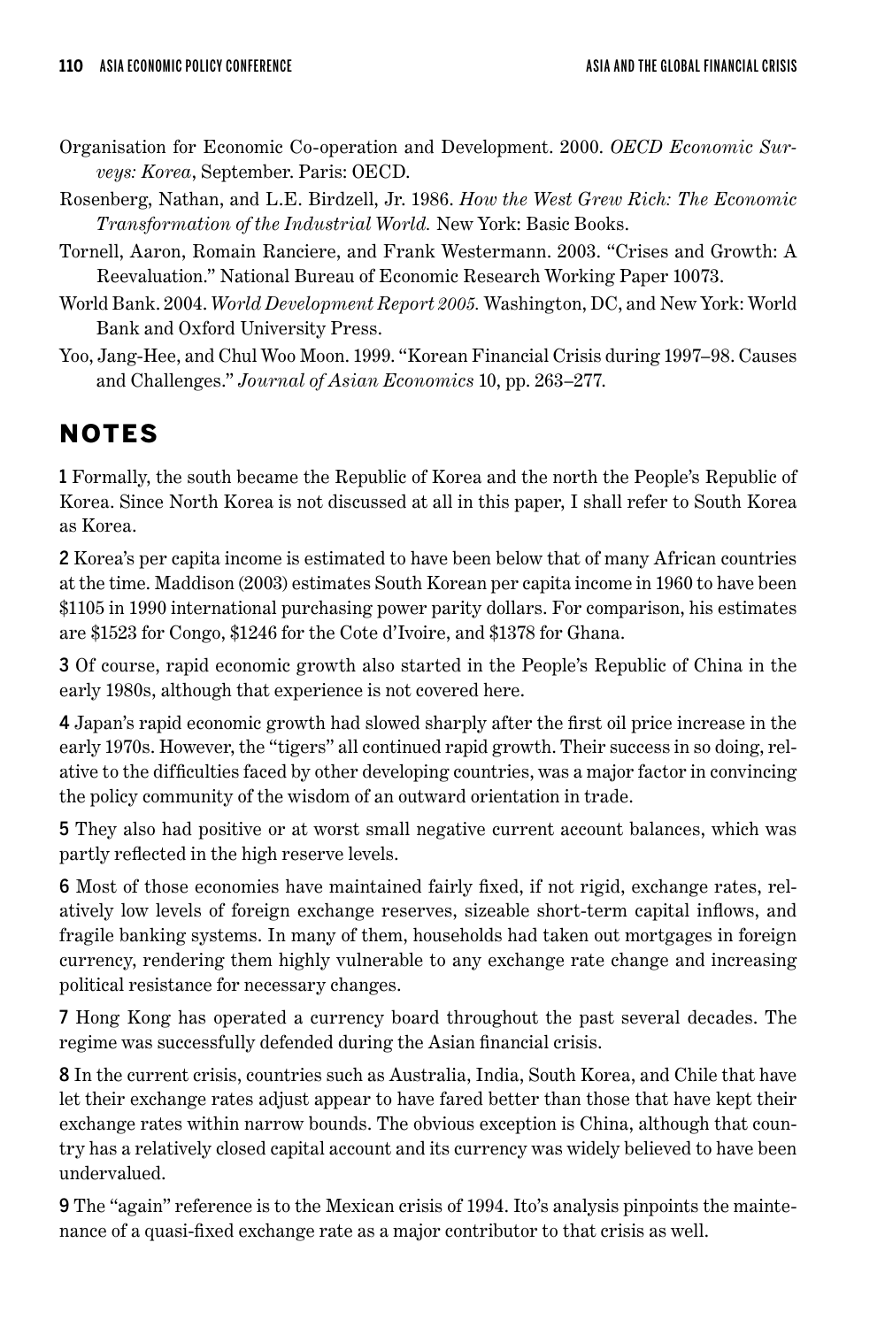Organisation for Economic Co-operation and Development. 2000. *OECD Economic Surveys: Korea*, September. Paris: OECD.

Rosenberg, Nathan, and L.E. Birdzell, Jr. 1986. *How the West Grew Rich: The Economic Transformation of the Industrial World.* New York: Basic Books.

Tornell, Aaron, Romain Ranciere, and Frank Westermann. 2003. "Crises and Growth: A Reevaluation." National Bureau of Economic Research Working Paper 10073.

World Bank. 2004. *World Development Report 2005.* Washington, DC, and New York: World Bank and Oxford University Press.

Yoo, Jang-Hee, and Chul Woo Moon. 1999. "Korean Financial Crisis during 1997–98. Causes and Challenges." *Journal of Asian Economics* 10, pp. 263–277.

## NOTES

**1** Formally, the south became the Republic of Korea and the north the People's Republic of Korea. Since North Korea is not discussed at all in this paper, I shall refer to South Korea as Korea.

**2** Korea's per capita income is estimated to have been below that of many African countries at the time. Maddison (2003) estimates South Korean per capita income in 1960 to have been \$1105 in 1990 international purchasing power parity dollars. For comparison, his estimates are \$1523 for Congo, \$1246 for the Cote d'Ivoire, and \$1378 for Ghana.

**3** Of course, rapid economic growth also started in the People's Republic of China in the early 1980s, although that experience is not covered here.

**4** Japan's rapid economic growth had slowed sharply after the first oil price increase in the early 1970s. However, the "tigers" all continued rapid growth. Their success in so doing, relative to the difficulties faced by other developing countries, was a major factor in convincing the policy community of the wisdom of an outward orientation in trade.

**5** They also had positive or at worst small negative current account balances, which was partly reflected in the high reserve levels.

**6** Most of those economies have maintained fairly fixed, if not rigid, exchange rates, relatively low levels of foreign exchange reserves, sizeable short-term capital inflows, and fragile banking systems. In many of them, households had taken out mortgages in foreign currency, rendering them highly vulnerable to any exchange rate change and increasing political resistance for necessary changes.

**7** Hong Kong has operated a currency board throughout the past several decades. The regime was successfully defended during the Asian financial crisis.

**8** In the current crisis, countries such as Australia, India, South Korea, and Chile that have let their exchange rates adjust appear to have fared better than those that have kept their exchange rates within narrow bounds. The obvious exception is China, although that country has a relatively closed capital account and its currency was widely believed to have been undervalued.

**9** The "again" reference is to the Mexican crisis of 1994. Ito's analysis pinpoints the maintenance of a quasi-fixed exchange rate as a major contributor to that crisis as well.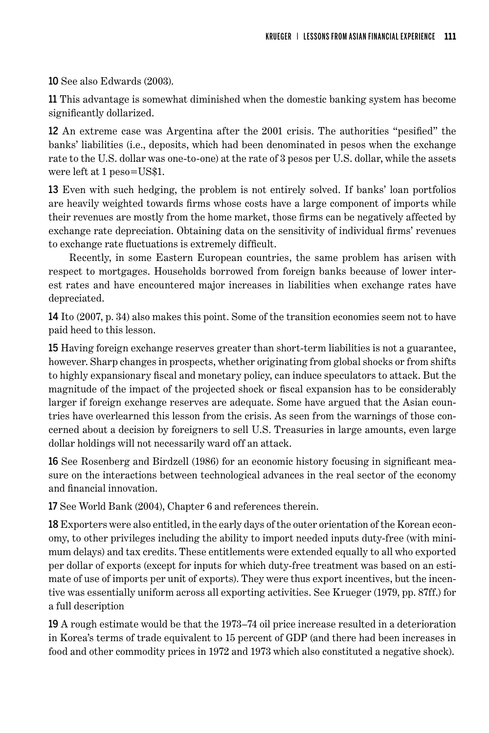**10** See also Edwards (2003).

**11** This advantage is somewhat diminished when the domestic banking system has become significantly dollarized.

**12** An extreme case was Argentina after the 2001 crisis. The authorities "pesified" the banks' liabilities (i.e., deposits, which had been denominated in pesos when the exchange rate to the U.S. dollar was one-to-one) at the rate of 3 pesos per U.S. dollar, while the assets were left at 1 peso=US$1.

**13** Even with such hedging, the problem is not entirely solved. If banks' loan portfolios are heavily weighted towards firms whose costs have a large component of imports while their revenues are mostly from the home market, those firms can be negatively affected by exchange rate depreciation. Obtaining data on the sensitivity of individual firms' revenues to exchange rate fluctuations is extremely difficult.

Recently, in some Eastern European countries, the same problem has arisen with respect to mortgages. Households borrowed from foreign banks because of lower interest rates and have encountered major increases in liabilities when exchange rates have depreciated.

**14** Ito (2007, p. 34) also makes this point. Some of the transition economies seem not to have paid heed to this lesson.

**15** Having foreign exchange reserves greater than short-term liabilities is not a guarantee, however. Sharp changes in prospects, whether originating from global shocks or from shifts to highly expansionary fiscal and monetary policy, can induce speculators to attack. But the magnitude of the impact of the projected shock or fiscal expansion has to be considerably larger if foreign exchange reserves are adequate. Some have argued that the Asian countries have overlearned this lesson from the crisis. As seen from the warnings of those concerned about a decision by foreigners to sell U.S. Treasuries in large amounts, even large dollar holdings will not necessarily ward off an attack.

**16** See Rosenberg and Birdzell (1986) for an economic history focusing in significant measure on the interactions between technological advances in the real sector of the economy and financial innovation.

**17** See World Bank (2004), Chapter 6 and references therein.

**18** Exporters were also entitled, in the early days of the outer orientation of the Korean economy, to other privileges including the ability to import needed inputs duty-free (with minimum delays) and tax credits. These entitlements were extended equally to all who exported per dollar of exports (except for inputs for which duty-free treatment was based on an estimate of use of imports per unit of exports). They were thus export incentives, but the incentive was essentially uniform across all exporting activities. See Krueger (1979, pp. 87ff.) for a full description

**19** A rough estimate would be that the 1973–74 oil price increase resulted in a deterioration in Korea's terms of trade equivalent to 15 percent of GDP (and there had been increases in food and other commodity prices in 1972 and 1973 which also constituted a negative shock).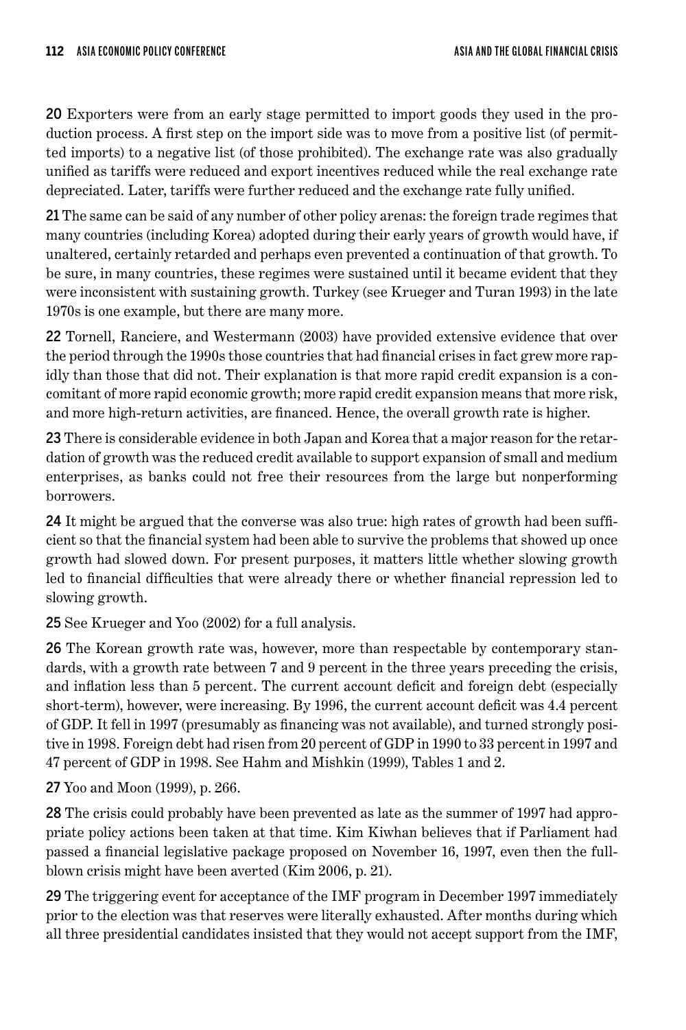**20** Exporters were from an early stage permitted to import goods they used in the production process. A first step on the import side was to move from a positive list (of permitted imports) to a negative list (of those prohibited). The exchange rate was also gradually unified as tariffs were reduced and export incentives reduced while the real exchange rate depreciated. Later, tariffs were further reduced and the exchange rate fully unified.

**21** The same can be said of any number of other policy arenas: the foreign trade regimes that many countries (including Korea) adopted during their early years of growth would have, if unaltered, certainly retarded and perhaps even prevented a continuation of that growth. To be sure, in many countries, these regimes were sustained until it became evident that they were inconsistent with sustaining growth. Turkey (see Krueger and Turan 1993) in the late 1970s is one example, but there are many more.

**22** Tornell, Ranciere, and Westermann (2003) have provided extensive evidence that over the period through the 1990s those countries that had financial crises in fact grew more rapidly than those that did not. Their explanation is that more rapid credit expansion is a concomitant of more rapid economic growth; more rapid credit expansion means that more risk, and more high-return activities, are financed. Hence, the overall growth rate is higher.

**23** There is considerable evidence in both Japan and Korea that a major reason for the retardation of growth was the reduced credit available to support expansion of small and medium enterprises, as banks could not free their resources from the large but nonperforming borrowers.

**24** It might be argued that the converse was also true: high rates of growth had been sufficient so that the financial system had been able to survive the problems that showed up once growth had slowed down. For present purposes, it matters little whether slowing growth led to financial difficulties that were already there or whether financial repression led to slowing growth.

**25** See Krueger and Yoo (2002) for a full analysis.

**26** The Korean growth rate was, however, more than respectable by contemporary standards, with a growth rate between 7 and 9 percent in the three years preceding the crisis, and inflation less than 5 percent. The current account deficit and foreign debt (especially short-term), however, were increasing. By 1996, the current account deficit was 4.4 percent of GDP. It fell in 1997 (presumably as financing was not available), and turned strongly positive in 1998. Foreign debt had risen from 20 percent of GDP in 1990 to 33 percent in 1997 and 47 percent of GDP in 1998. See Hahm and Mishkin (1999), Tables 1 and 2.

**27** Yoo and Moon (1999), p. 266.

**28** The crisis could probably have been prevented as late as the summer of 1997 had appropriate policy actions been taken at that time. Kim Kiwhan believes that if Parliament had passed a financial legislative package proposed on November 16, 1997, even then the full-blown crisis might have been averted (Kim 2006, p. 21).

**29** The triggering event for acceptance of the IMF program in December 1997 immediately prior to the election was that reserves were literally exhausted. After months during which all three presidential candidates insisted that they would not accept support from the IMF,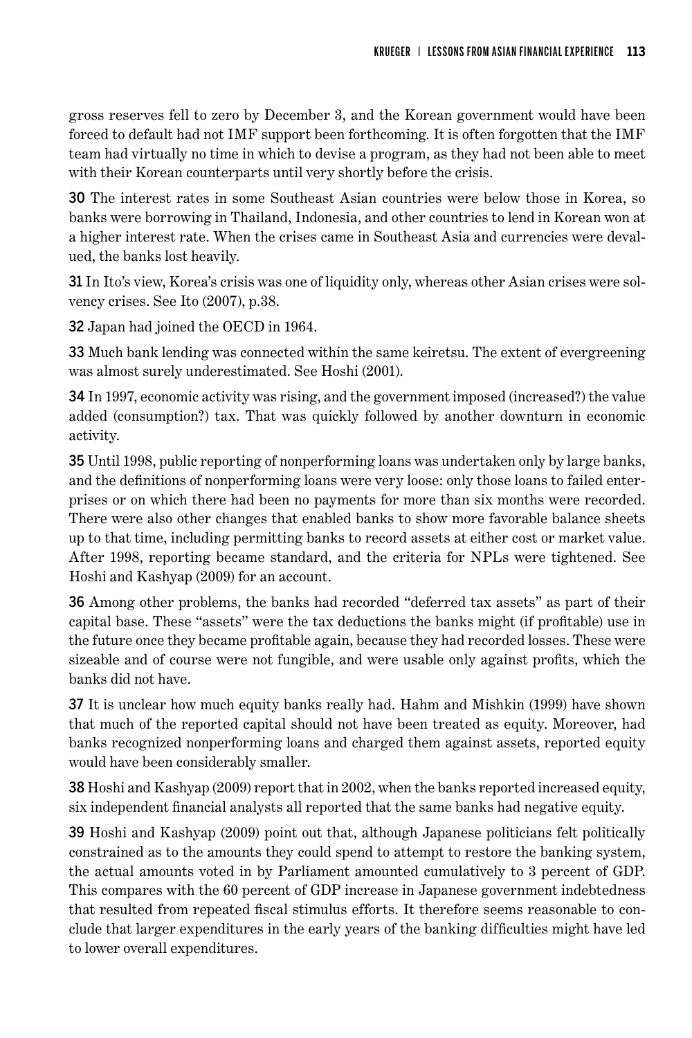gross reserves fell to zero by December 3, and the Korean government would have been forced to default had not IMF support been forthcoming. It is often forgotten that the IMF team had virtually no time in which to devise a program, as they had not been able to meet with their Korean counterparts until very shortly before the crisis.

**30** The interest rates in some Southeast Asian countries were below those in Korea, so banks were borrowing in Thailand, Indonesia, and other countries to lend in Korean won at a higher interest rate. When the crises came in Southeast Asia and currencies were devalued, the banks lost heavily.

**31** In Ito's view, Korea's crisis was one of liquidity only, whereas other Asian crises were solvency crises. See Ito (2007), p.38.

**32** Japan had joined the OECD in 1964.

**33** Much bank lending was connected within the same keiretsu. The extent of evergreening was almost surely underestimated. See Hoshi (2001).

**34** In 1997, economic activity was rising, and the government imposed (increased?) the value added (consumption?) tax. That was quickly followed by another downturn in economic activity.

**35** Until 1998, public reporting of nonperforming loans was undertaken only by large banks, and the definitions of nonperforming loans were very loose: only those loans to failed enterprises or on which there had been no payments for more than six months were recorded. There were also other changes that enabled banks to show more favorable balance sheets up to that time, including permitting banks to record assets at either cost or market value. After 1998, reporting became standard, and the criteria for NPLs were tightened. See Hoshi and Kashyap (2009) for an account.

**36** Among other problems, the banks had recorded "deferred tax assets" as part of their capital base. These "assets" were the tax deductions the banks might (if profitable) use in the future once they became profitable again, because they had recorded losses. These were sizeable and of course were not fungible, and were usable only against profits, which the banks did not have.

**37** It is unclear how much equity banks really had. Hahm and Mishkin (1999) have shown that much of the reported capital should not have been treated as equity. Moreover, had banks recognized nonperforming loans and charged them against assets, reported equity would have been considerably smaller.

**38** Hoshi and Kashyap (2009) report that in 2002, when the banks reported increased equity, six independent financial analysts all reported that the same banks had negative equity.

**39** Hoshi and Kashyap (2009) point out that, although Japanese politicians felt politically constrained as to the amounts they could spend to attempt to restore the banking system, the actual amounts voted in by Parliament amounted cumulatively to 3 percent of GDP. This compares with the 60 percent of GDP increase in Japanese government indebtedness that resulted from repeated fiscal stimulus efforts. It therefore seems reasonable to conclude that larger expenditures in the early years of the banking difficulties might have led to lower overall expenditures.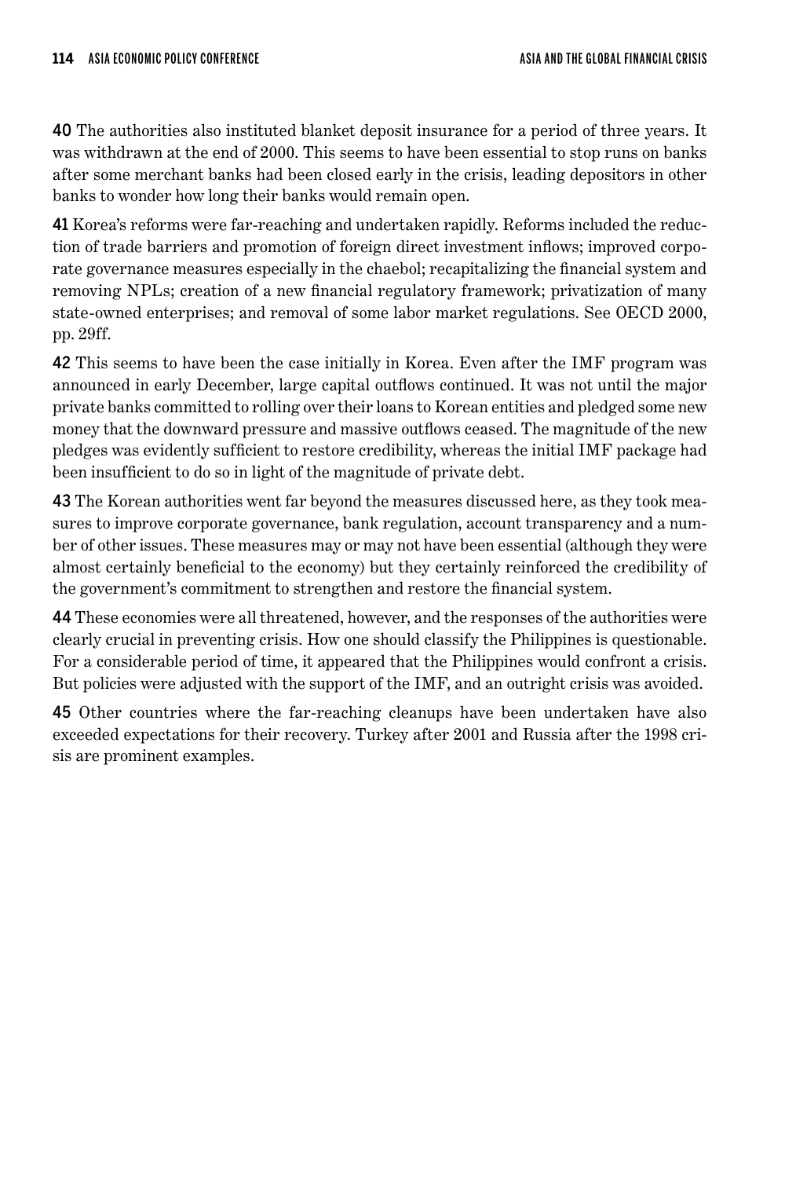**40** The authorities also instituted blanket deposit insurance for a period of three years. It was withdrawn at the end of 2000. This seems to have been essential to stop runs on banks after some merchant banks had been closed early in the crisis, leading depositors in other banks to wonder how long their banks would remain open.

**41** Korea's reforms were far-reaching and undertaken rapidly. Reforms included the reduction of trade barriers and promotion of foreign direct investment inflows; improved corporate governance measures especially in the chaebol; recapitalizing the financial system and removing NPLs; creation of a new financial regulatory framework; privatization of many state-owned enterprises; and removal of some labor market regulations. See OECD 2000, pp. 29ff.

**42** This seems to have been the case initially in Korea. Even after the IMF program was announced in early December, large capital outflows continued. It was not until the major private banks committed to rolling over their loans to Korean entities and pledged some new money that the downward pressure and massive outflows ceased. The magnitude of the new pledges was evidently sufficient to restore credibility, whereas the initial IMF package had been insufficient to do so in light of the magnitude of private debt.

**43** The Korean authorities went far beyond the measures discussed here, as they took measures to improve corporate governance, bank regulation, account transparency and a number of other issues. These measures may or may not have been essential (although they were almost certainly beneficial to the economy) but they certainly reinforced the credibility of the government's commitment to strengthen and restore the financial system.

**44** These economies were all threatened, however, and the responses of the authorities were clearly crucial in preventing crisis. How one should classify the Philippines is questionable. For a considerable period of time, it appeared that the Philippines would confront a crisis. But policies were adjusted with the support of the IMF, and an outright crisis was avoided.

**45** Other countries where the far-reaching cleanups have been undertaken have also exceeded expectations for their recovery. Turkey after 2001 and Russia after the 1998 crisis are prominent examples.